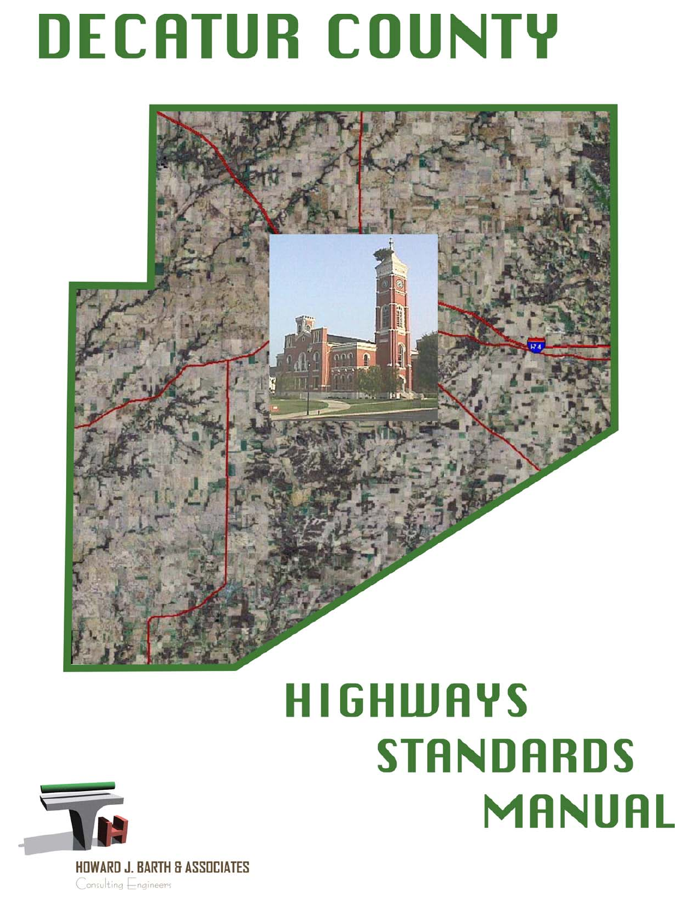# DECATUR COUNTY

# HIGHWAYS STANDARDS MANUAL

HOWARD J. BARTH & ASSOCIATES

Consulting Engineers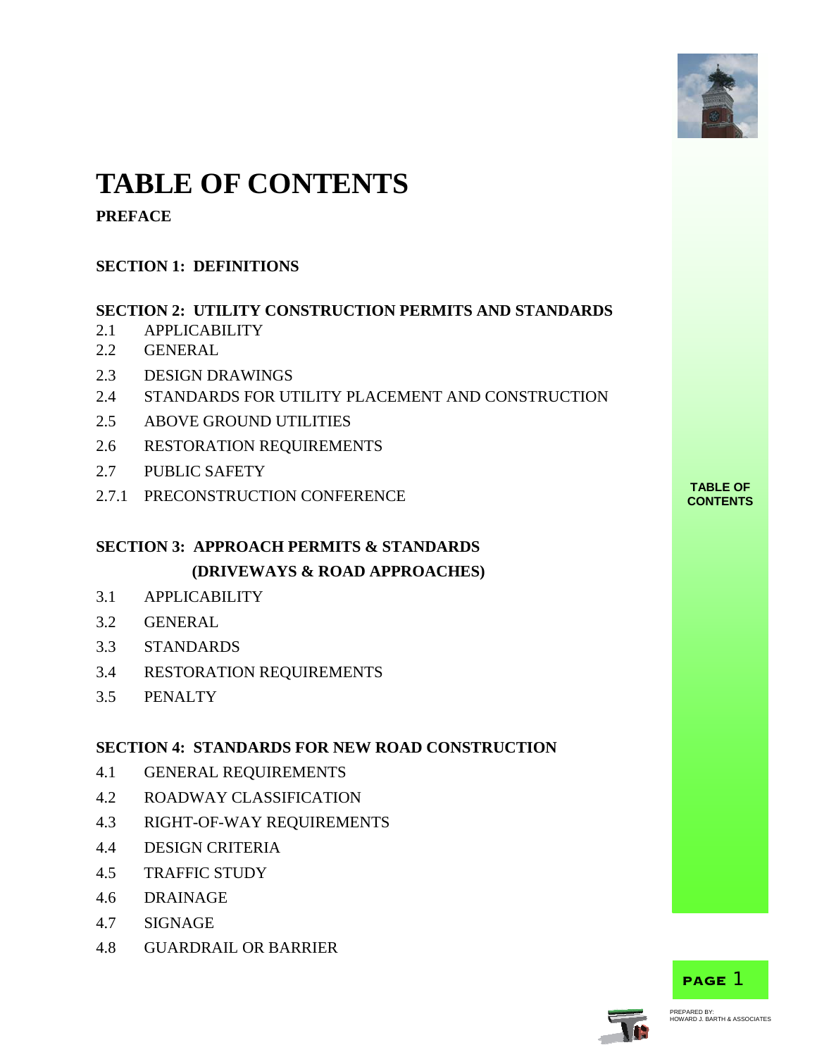# TABLE OF CONTENTS

**PREFACE**

**SECTION 1: DEFINITIONS**

**SECTION 2: UTILITY CONSTRUCTION PERMITS AND STANDARDS**

- 2.1 APPLICABILITY
- 2.2 GENERAL
- 2.3 DESIGN DRAWINGS
- 2.4 STANDARDS FOR UTILITY PLACEMENT AND CONSTRUCTION
- 2.5 ABOVE GROUND UTILITIES
- 2.6 RESTORATION REQUIREMENTS
- 2.7 PUBLIC SAFETY
- 2.7.1 PRECONSTRUCTION CONFERENCE

**SECTION 3: APPROACH PERMITS & STANDARDS (DRIVEWAYS & ROAD APPROACHES)**

- 3.1 APPLICABILITY
- 3.2 GENERAL
- 3.3 STANDARDS
- 3.4 RESTORATION REQUIREMENTS
- 3.5 PENALTY

**SECTION 4: STANDARDS FOR NEW ROAD CONSTRUCTION**

- 4.1 GENERAL REQUIREMENTS
- 4.2 ROADWAY CLASSIFICATION
- 4.3 RIGHT-OF-WAY REQUIREMENTS
- 4.4 DESIGN CRITERIA
- 4.5 TRAFFIC STUDY
- 4.6 DRAINAGE
- 4.7 SIGNAGE
- 4.8 GUARDRAIL OR BARRIER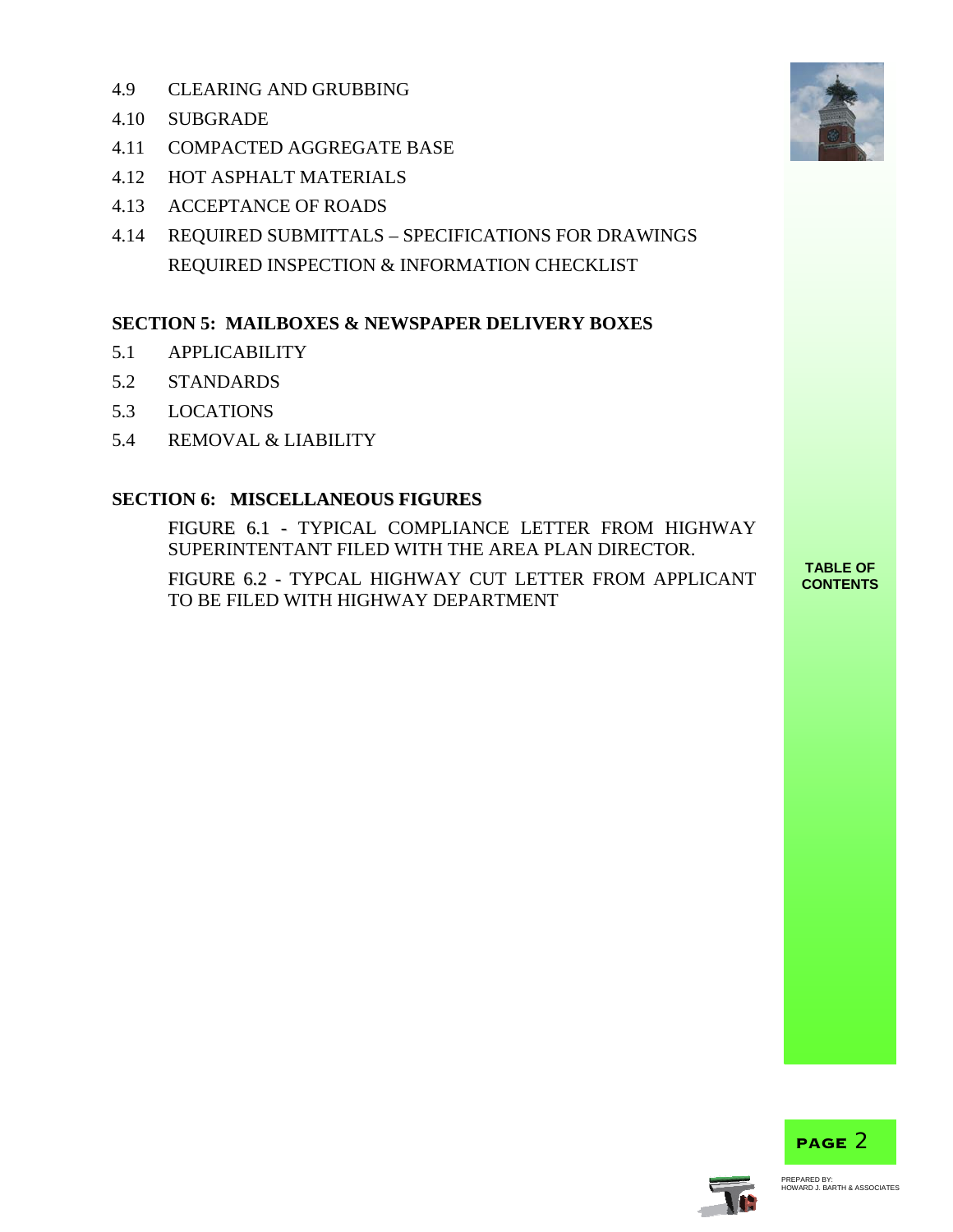4.9 CLEARING AND GRUBBING

4.10 SUBGRADE

4.11 COMPACTED AGGREGATE BASE

4.12 HOT ASPHALT MATERIALS

4.13 ACCEPTANCE OF ROADS

4.14 REQUIRED SUBMITTALS – SPECIFICATIONS FOR DRAWINGS
REQUIRED INSPECTION & INFORMATION CHECKLIST

**SECTION 5: MAILBOXES & NEWSPAPER DELIVERY BOXES**

5.1 APPLICABILITY

5.2 STANDARDS

5.3 LOCATIONS

5.4 REMOVAL & LIABILITY

**SECTION 6: MISCELLANEOUS FIGURES**

FIGURE 6.1 - TYPICAL COMPLIANCE LETTER FROM HIGHWAY SUPERINTENTANT FILED WITH THE AREA PLAN DIRECTOR.

FIGURE 6.2 - TYPCAL HIGHWAY CUT LETTER FROM APPLICANT TO BE FILED WITH HIGHWAY DEPARTMENT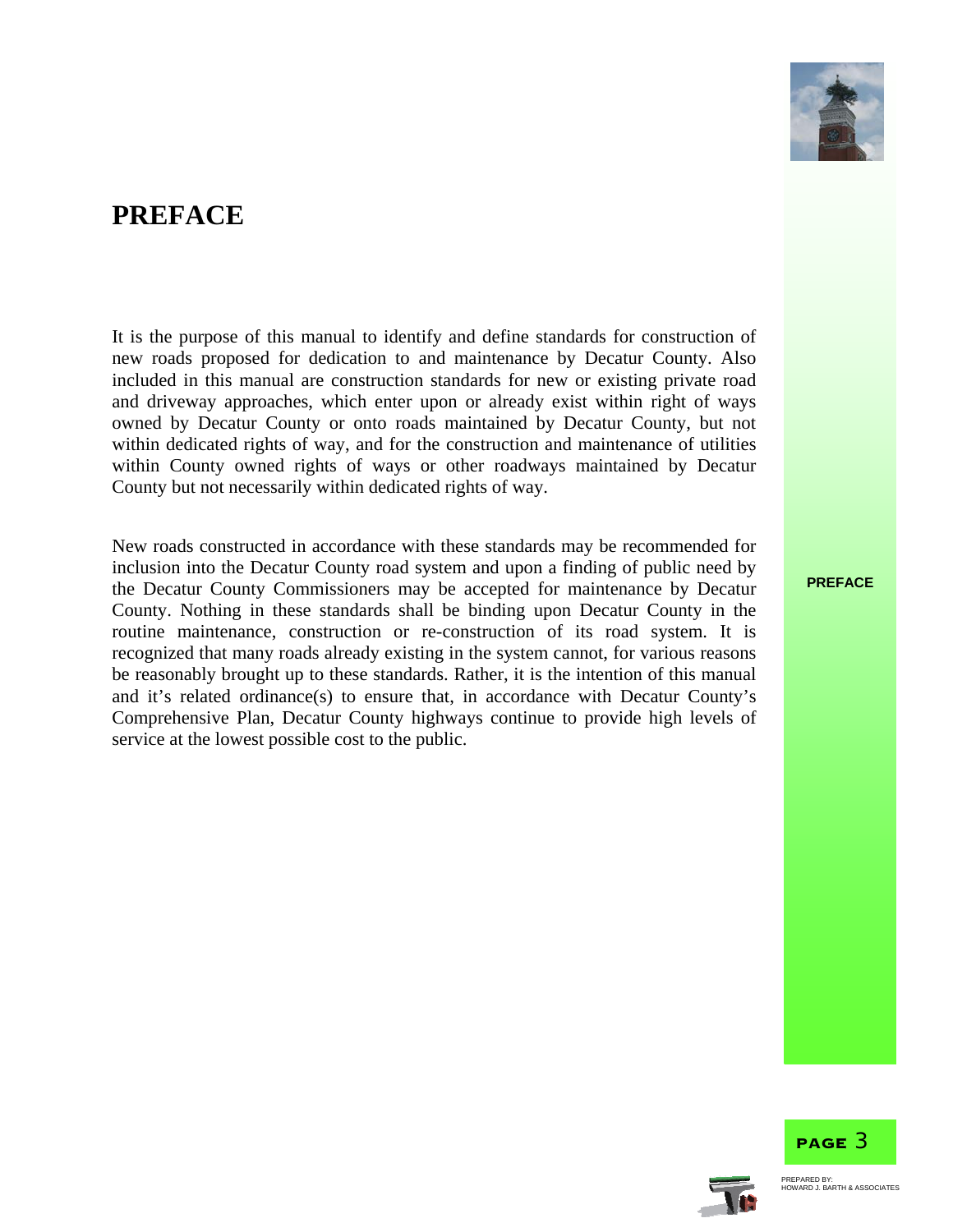# PREFACE

It is the purpose of this manual to identify and define standards for construction of new roads proposed for dedication to and maintenance by Decatur County. Also included in this manual are construction standards for new or existing private road and driveway approaches, which enter upon or already exist within right of ways owned by Decatur County or onto roads maintained by Decatur County, but not within dedicated rights of way, and for the construction and maintenance of utilities within County owned rights of ways or other roadways maintained by Decatur County but not necessarily within dedicated rights of way.

New roads constructed in accordance with these standards may be recommended for inclusion into the Decatur County road system and upon a finding of public need by the Decatur County Commissioners may be accepted for maintenance by Decatur County. Nothing in these standards shall be binding upon Decatur County in the routine maintenance, construction or re-construction of its road system. It is recognized that many roads already existing in the system cannot, for various reasons be reasonably brought up to these standards. Rather, it is the intention of this manual and it's related ordinance(s) to ensure that, in accordance with Decatur County's Comprehensive Plan, Decatur County highways continue to provide high levels of service at the lowest possible cost to the public.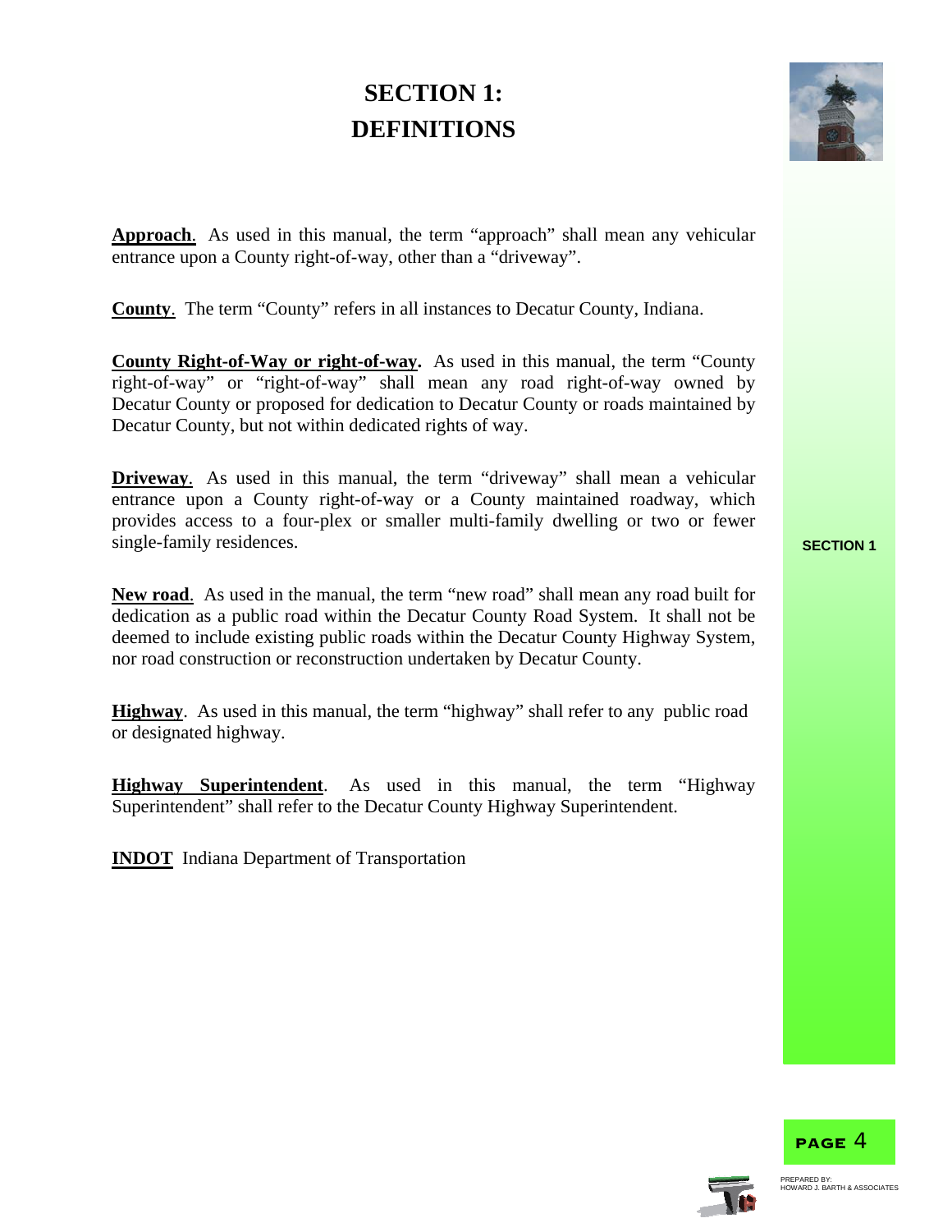# SECTION 1: DEFINITIONS

**Approach**. As used in this manual, the term "approach" shall mean any vehicular entrance upon a County right-of-way, other than a "driveway".

**County**. The term "County" refers in all instances to Decatur County, Indiana.

**County Right-of-Way or right-of-way.** As used in this manual, the term "County right-of-way" or "right-of-way" shall mean any road right-of-way owned by Decatur County or proposed for dedication to Decatur County or roads maintained by Decatur County, but not within dedicated rights of way.

**Driveway**. As used in this manual, the term "driveway" shall mean a vehicular entrance upon a County right-of-way or a County maintained roadway, which provides access to a four-plex or smaller multi-family dwelling or two or fewer single-family residences.

**New road**. As used in the manual, the term "new road" shall mean any road built for dedication as a public road within the Decatur County Road System. It shall not be deemed to include existing public roads within the Decatur County Highway System, nor road construction or reconstruction undertaken by Decatur County.

**Highway**. As used in this manual, the term "highway" shall refer to any public road or designated highway.

**Highway Superintendent**. As used in this manual, the term "Highway Superintendent" shall refer to the Decatur County Highway Superintendent.

**INDOT** Indiana Department of Transportation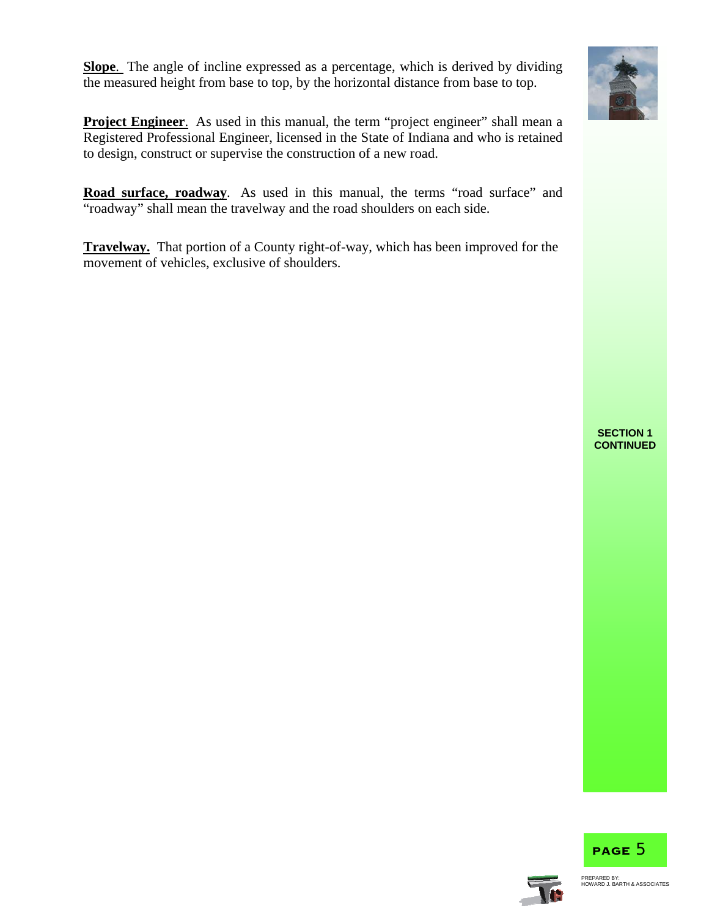**Slope**. The angle of incline expressed as a percentage, which is derived by dividing the measured height from base to top, by the horizontal distance from base to top.

**Project Engineer**. As used in this manual, the term "project engineer" shall mean a Registered Professional Engineer, licensed in the State of Indiana and who is retained to design, construct or supervise the construction of a new road.

**Road surface, roadway**. As used in this manual, the terms "road surface" and "roadway" shall mean the travelway and the road shoulders on each side.

**Travelway.** That portion of a County right-of-way, which has been improved for the movement of vehicles, exclusive of shoulders.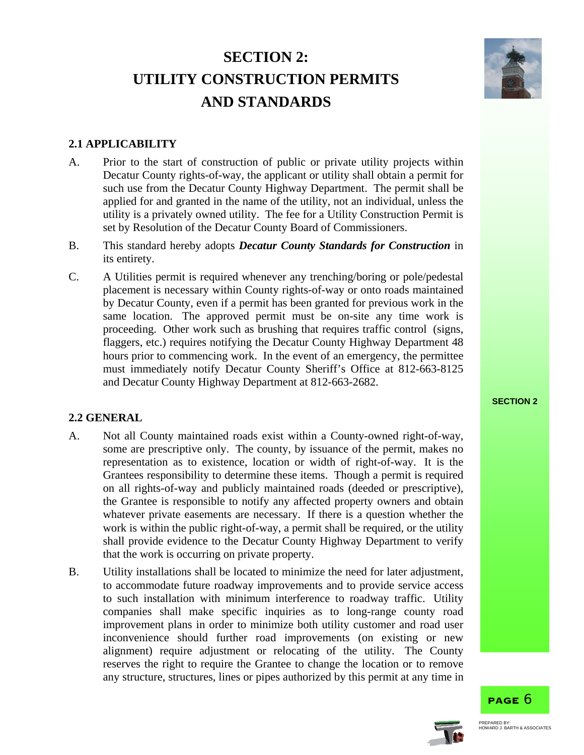# SECTION 2: UTILITY CONSTRUCTION PERMITS AND STANDARDS

## 2.1 APPLICABILITY

A. Prior to the start of construction of public or private utility projects within Decatur County rights-of-way, the applicant or utility shall obtain a permit for such use from the Decatur County Highway Department. The permit shall be applied for and granted in the name of the utility, not an individual, unless the utility is a privately owned utility. The fee for a Utility Construction Permit is set by Resolution of the Decatur County Board of Commissioners.

B. This standard hereby adopts ***Decatur County Standards for Construction*** in its entirety.

C. A Utilities permit is required whenever any trenching/boring or pole/pedestal placement is necessary within County rights-of-way or onto roads maintained by Decatur County, even if a permit has been granted for previous work in the same location. The approved permit must be on-site any time work is proceeding. Other work such as brushing that requires traffic control (signs, flaggers, etc.) requires notifying the Decatur County Highway Department 48 hours prior to commencing work. In the event of an emergency, the permittee must immediately notify Decatur County Sheriff's Office at 812-663-8125 and Decatur County Highway Department at 812-663-2682.

## 2.2 GENERAL

A. Not all County maintained roads exist within a County-owned right-of-way, some are prescriptive only. The county, by issuance of the permit, makes no representation as to existence, location or width of right-of-way. It is the Grantees responsibility to determine these items. Though a permit is required on all rights-of-way and publicly maintained roads (deeded or prescriptive), the Grantee is responsible to notify any affected property owners and obtain whatever private easements are necessary. If there is a question whether the work is within the public right-of-way, a permit shall be required, or the utility shall provide evidence to the Decatur County Highway Department to verify that the work is occurring on private property.

B. Utility installations shall be located to minimize the need for later adjustment, to accommodate future roadway improvements and to provide service access to such installation with minimum interference to roadway traffic. Utility companies shall make specific inquiries as to long-range county road improvement plans in order to minimize both utility customer and road user inconvenience should further road improvements (on existing or new alignment) require adjustment or relocating of the utility. The County reserves the right to require the Grantee to change the location or to remove any structure, structures, lines or pipes authorized by this permit at any time in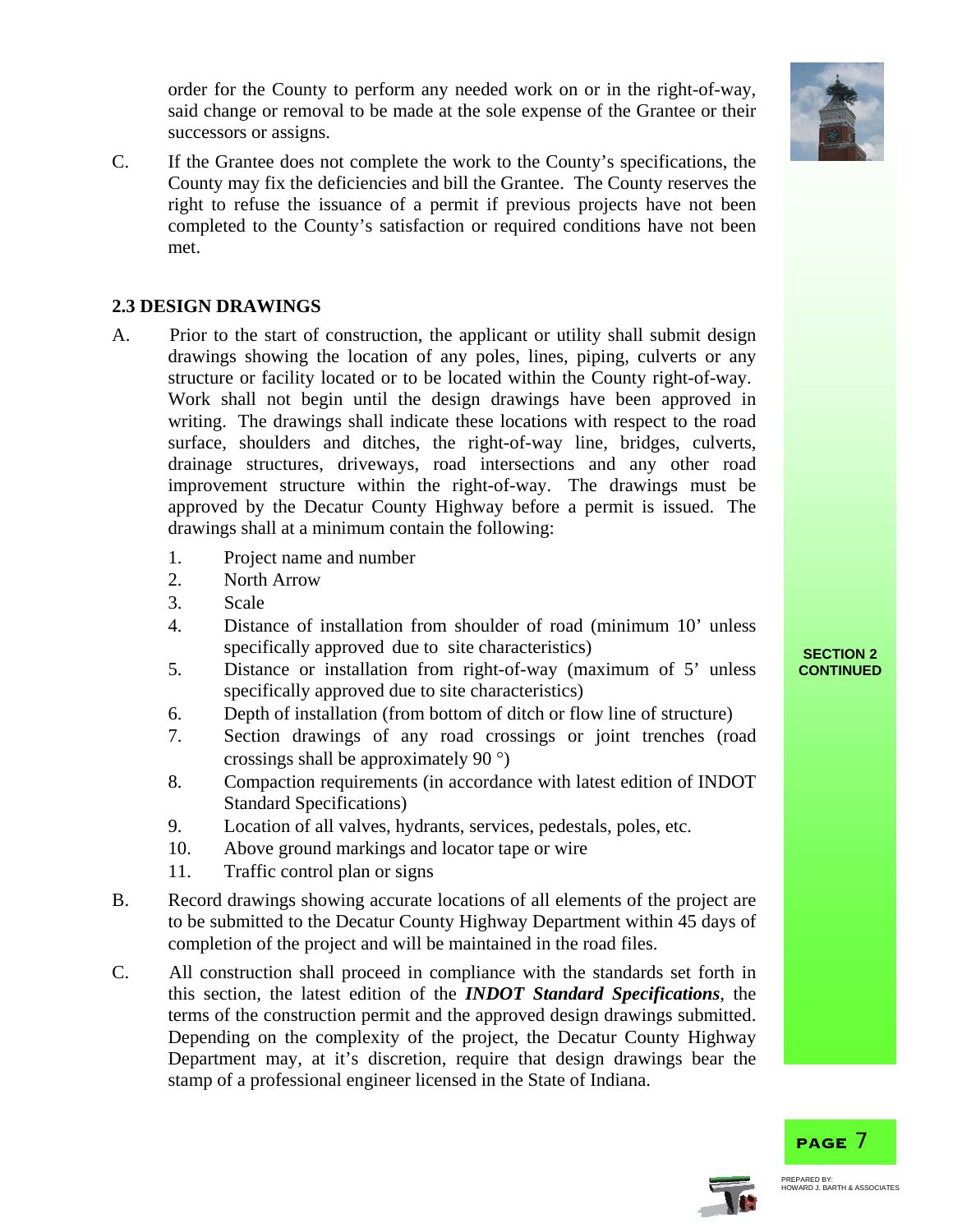order for the County to perform any needed work on or in the right-of-way, said change or removal to be made at the sole expense of the Grantee or their successors or assigns.

C. If the Grantee does not complete the work to the County's specifications, the County may fix the deficiencies and bill the Grantee. The County reserves the right to refuse the issuance of a permit if previous projects have not been completed to the County's satisfaction or required conditions have not been met.

## 2.3 DESIGN DRAWINGS

A. Prior to the start of construction, the applicant or utility shall submit design drawings showing the location of any poles, lines, piping, culverts or any structure or facility located or to be located within the County right-of-way. Work shall not begin until the design drawings have been approved in writing. The drawings shall indicate these locations with respect to the road surface, shoulders and ditches, the right-of-way line, bridges, culverts, drainage structures, driveways, road intersections and any other road improvement structure within the right-of-way. The drawings must be approved by the Decatur County Highway before a permit is issued. The drawings shall at a minimum contain the following:

   1. Project name and number
   2. North Arrow
   3. Scale
   4. Distance of installation from shoulder of road (minimum 10' unless specifically approved due to site characteristics)
   5. Distance or installation from right-of-way (maximum of 5' unless specifically approved due to site characteristics)
   6. Depth of installation (from bottom of ditch or flow line of structure)
   7. Section drawings of any road crossings or joint trenches (road crossings shall be approximately 90 °)
   8. Compaction requirements (in accordance with latest edition of INDOT Standard Specifications)
   9. Location of all valves, hydrants, services, pedestals, poles, etc.
   10. Above ground markings and locator tape or wire
   11. Traffic control plan or signs

B. Record drawings showing accurate locations of all elements of the project are to be submitted to the Decatur County Highway Department within 45 days of completion of the project and will be maintained in the road files.

C. All construction shall proceed in compliance with the standards set forth in this section, the latest edition of the ***INDOT Standard Specifications***, the terms of the construction permit and the approved design drawings submitted. Depending on the complexity of the project, the Decatur County Highway Department may, at it's discretion, require that design drawings bear the stamp of a professional engineer licensed in the State of Indiana.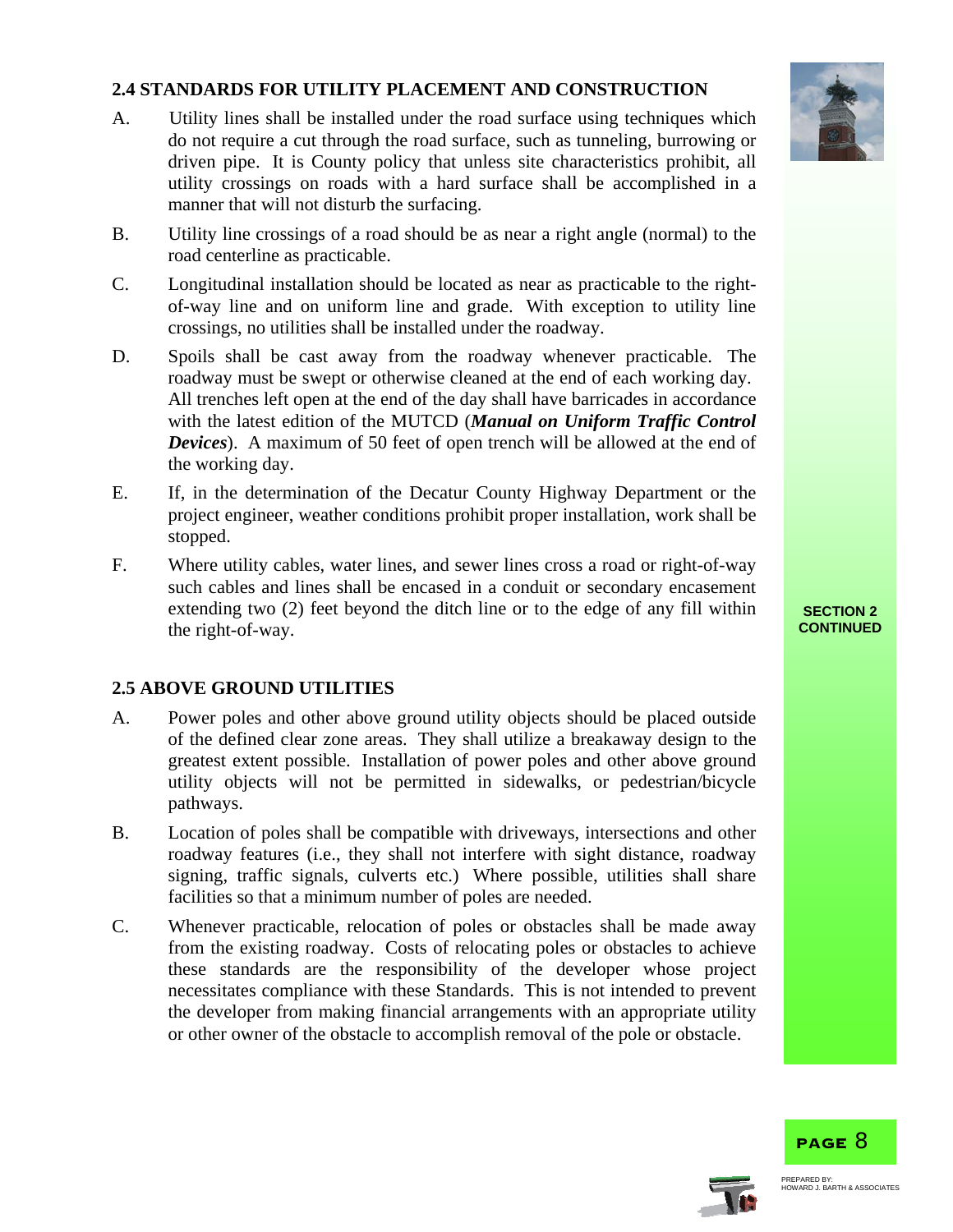## 2.4 STANDARDS FOR UTILITY PLACEMENT AND CONSTRUCTION

A. Utility lines shall be installed under the road surface using techniques which do not require a cut through the road surface, such as tunneling, burrowing or driven pipe. It is County policy that unless site characteristics prohibit, all utility crossings on roads with a hard surface shall be accomplished in a manner that will not disturb the surfacing.

B. Utility line crossings of a road should be as near a right angle (normal) to the road centerline as practicable.

C. Longitudinal installation should be located as near as practicable to the right-of-way line and on uniform line and grade. With exception to utility line crossings, no utilities shall be installed under the roadway.

D. Spoils shall be cast away from the roadway whenever practicable. The roadway must be swept or otherwise cleaned at the end of each working day. All trenches left open at the end of the day shall have barricades in accordance with the latest edition of the MUTCD (***Manual on Uniform Traffic Control Devices***). A maximum of 50 feet of open trench will be allowed at the end of the working day.

E. If, in the determination of the Decatur County Highway Department or the project engineer, weather conditions prohibit proper installation, work shall be stopped.

F. Where utility cables, water lines, and sewer lines cross a road or right-of-way such cables and lines shall be encased in a conduit or secondary encasement extending two (2) feet beyond the ditch line or to the edge of any fill within the right-of-way.

**SECTION 2 CONTINUED**

## 2.5 ABOVE GROUND UTILITIES

A. Power poles and other above ground utility objects should be placed outside of the defined clear zone areas. They shall utilize a breakaway design to the greatest extent possible. Installation of power poles and other above ground utility objects will not be permitted in sidewalks, or pedestrian/bicycle pathways.

B. Location of poles shall be compatible with driveways, intersections and other roadway features (i.e., they shall not interfere with sight distance, roadway signing, traffic signals, culverts etc.) Where possible, utilities shall share facilities so that a minimum number of poles are needed.

C. Whenever practicable, relocation of poles or obstacles shall be made away from the existing roadway. Costs of relocating poles or obstacles to achieve these standards are the responsibility of the developer whose project necessitates compliance with these Standards. This is not intended to prevent the developer from making financial arrangements with an appropriate utility or other owner of the obstacle to accomplish removal of the pole or obstacle.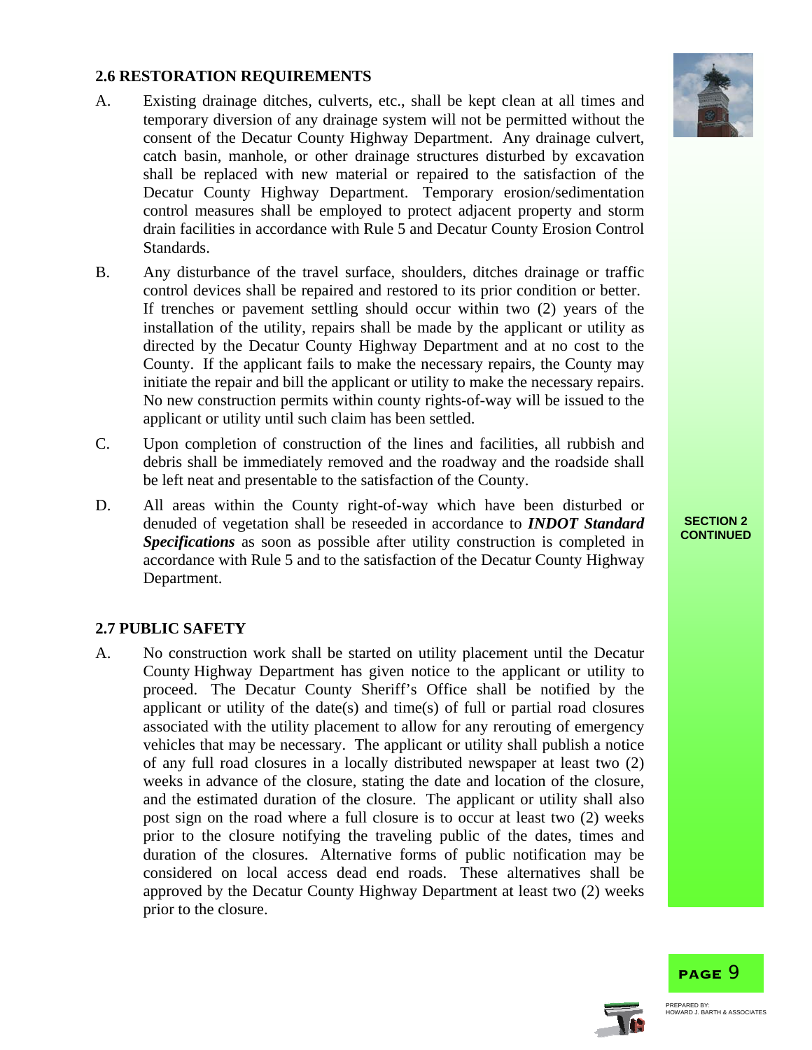## 2.6 RESTORATION REQUIREMENTS

A. Existing drainage ditches, culverts, etc., shall be kept clean at all times and temporary diversion of any drainage system will not be permitted without the consent of the Decatur County Highway Department. Any drainage culvert, catch basin, manhole, or other drainage structures disturbed by excavation shall be replaced with new material or repaired to the satisfaction of the Decatur County Highway Department. Temporary erosion/sedimentation control measures shall be employed to protect adjacent property and storm drain facilities in accordance with Rule 5 and Decatur County Erosion Control Standards.

B. Any disturbance of the travel surface, shoulders, ditches drainage or traffic control devices shall be repaired and restored to its prior condition or better. If trenches or pavement settling should occur within two (2) years of the installation of the utility, repairs shall be made by the applicant or utility as directed by the Decatur County Highway Department and at no cost to the County. If the applicant fails to make the necessary repairs, the County may initiate the repair and bill the applicant or utility to make the necessary repairs. No new construction permits within county rights-of-way will be issued to the applicant or utility until such claim has been settled.

C. Upon completion of construction of the lines and facilities, all rubbish and debris shall be immediately removed and the roadway and the roadside shall be left neat and presentable to the satisfaction of the County.

D. All areas within the County right-of-way which have been disturbed or denuded of vegetation shall be reseeded in accordance to ***INDOT Standard Specifications*** as soon as possible after utility construction is completed in accordance with Rule 5 and to the satisfaction of the Decatur County Highway Department.

## 2.7 PUBLIC SAFETY

A. No construction work shall be started on utility placement until the Decatur County Highway Department has given notice to the applicant or utility to proceed. The Decatur County Sheriff's Office shall be notified by the applicant or utility of the date(s) and time(s) of full or partial road closures associated with the utility placement to allow for any rerouting of emergency vehicles that may be necessary. The applicant or utility shall publish a notice of any full road closures in a locally distributed newspaper at least two (2) weeks in advance of the closure, stating the date and location of the closure, and the estimated duration of the closure. The applicant or utility shall also post sign on the road where a full closure is to occur at least two (2) weeks prior to the closure notifying the traveling public of the dates, times and duration of the closures. Alternative forms of public notification may be considered on local access dead end roads. These alternatives shall be approved by the Decatur County Highway Department at least two (2) weeks prior to the closure.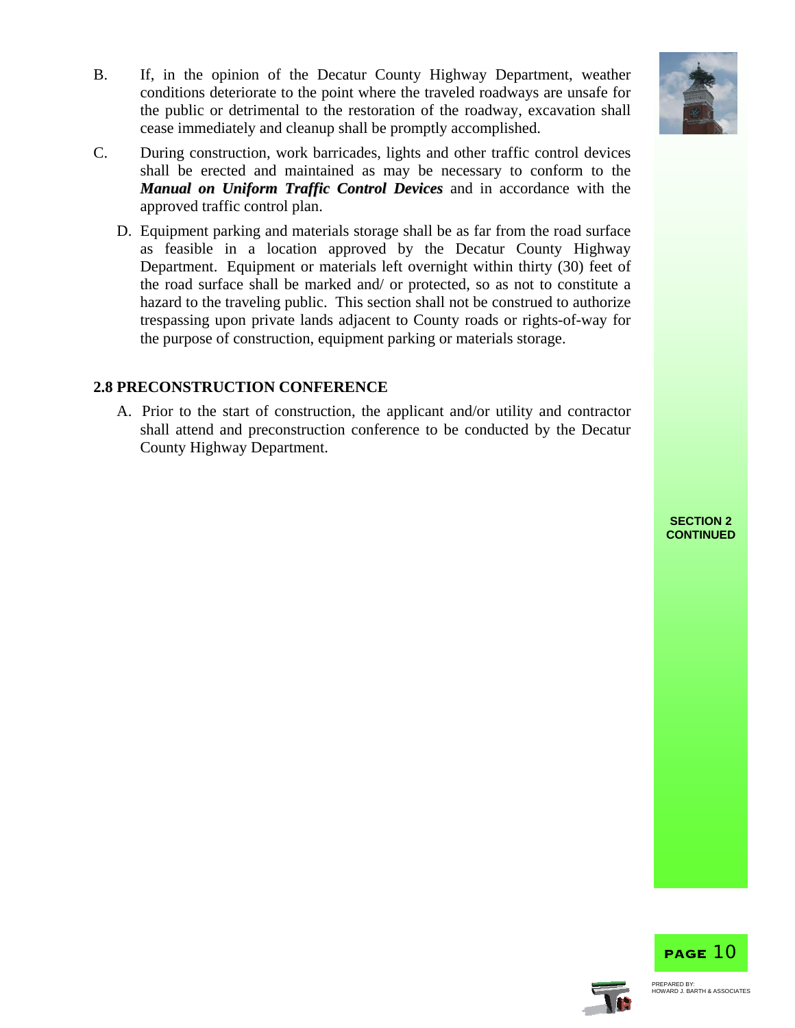B. If, in the opinion of the Decatur County Highway Department, weather conditions deteriorate to the point where the traveled roadways are unsafe for the public or detrimental to the restoration of the roadway, excavation shall cease immediately and cleanup shall be promptly accomplished.

C. During construction, work barricades, lights and other traffic control devices shall be erected and maintained as may be necessary to conform to the ***Manual on Uniform Traffic Control Devices*** and in accordance with the approved traffic control plan.

D. Equipment parking and materials storage shall be as far from the road surface as feasible in a location approved by the Decatur County Highway Department. Equipment or materials left overnight within thirty (30) feet of the road surface shall be marked and/ or protected, so as not to constitute a hazard to the traveling public. This section shall not be construed to authorize trespassing upon private lands adjacent to County roads or rights-of-way for the purpose of construction, equipment parking or materials storage.

## 2.8 PRECONSTRUCTION CONFERENCE

A. Prior to the start of construction, the applicant and/or utility and contractor shall attend and preconstruction conference to be conducted by the Decatur County Highway Department.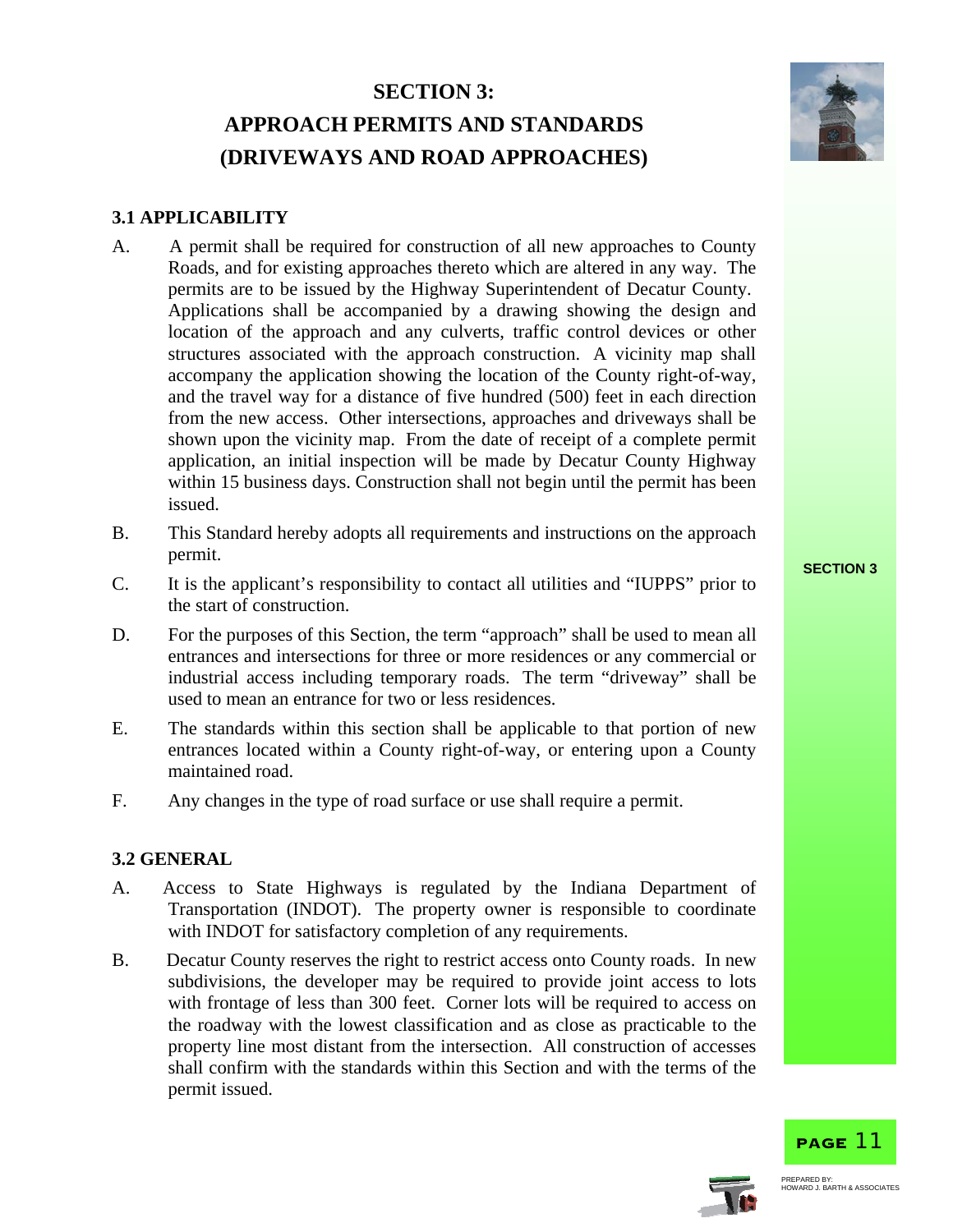# SECTION 3:
# APPROACH PERMITS AND STANDARDS
# (DRIVEWAYS AND ROAD APPROACHES)

## 3.1 APPLICABILITY

A. A permit shall be required for construction of all new approaches to County Roads, and for existing approaches thereto which are altered in any way. The permits are to be issued by the Highway Superintendent of Decatur County. Applications shall be accompanied by a drawing showing the design and location of the approach and any culverts, traffic control devices or other structures associated with the approach construction. A vicinity map shall accompany the application showing the location of the County right-of-way, and the travel way for a distance of five hundred (500) feet in each direction from the new access. Other intersections, approaches and driveways shall be shown upon the vicinity map. From the date of receipt of a complete permit application, an initial inspection will be made by Decatur County Highway within 15 business days. Construction shall not begin until the permit has been issued.

B. This Standard hereby adopts all requirements and instructions on the approach permit.

C. It is the applicant's responsibility to contact all utilities and "IUPPS" prior to the start of construction.

D. For the purposes of this Section, the term "approach" shall be used to mean all entrances and intersections for three or more residences or any commercial or industrial access including temporary roads. The term "driveway" shall be used to mean an entrance for two or less residences.

E. The standards within this section shall be applicable to that portion of new entrances located within a County right-of-way, or entering upon a County maintained road.

F. Any changes in the type of road surface or use shall require a permit.

## 3.2 GENERAL

A. Access to State Highways is regulated by the Indiana Department of Transportation (INDOT). The property owner is responsible to coordinate with INDOT for satisfactory completion of any requirements.

B. Decatur County reserves the right to restrict access onto County roads. In new subdivisions, the developer may be required to provide joint access to lots with frontage of less than 300 feet. Corner lots will be required to access on the roadway with the lowest classification and as close as practicable to the property line most distant from the intersection. All construction of accesses shall confirm with the standards within this Section and with the terms of the permit issued.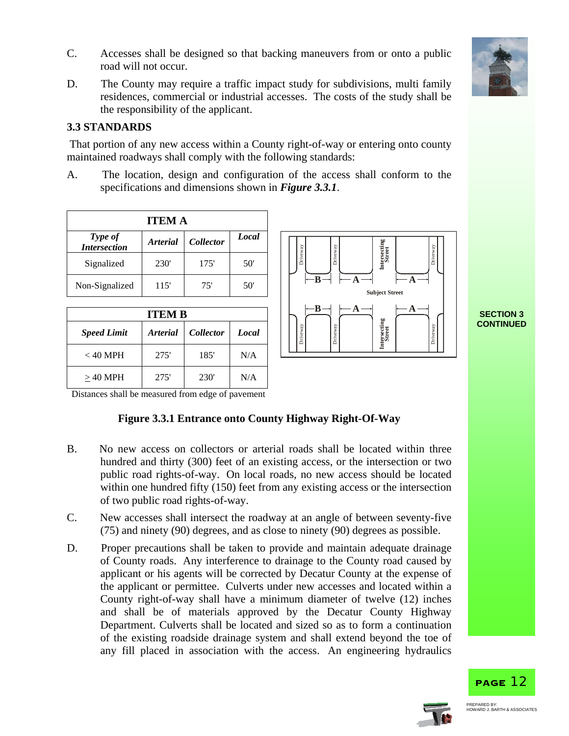C. Accesses shall be designed so that backing maneuvers from or onto a public road will not occur.

D. The County may require a traffic impact study for subdivisions, multi family residences, commercial or industrial accesses. The costs of the study shall be the responsibility of the applicant.

### 3.3 STANDARDS

That portion of any new access within a County right-of-way or entering onto county maintained roadways shall comply with the following standards:

A. The location, design and configuration of the access shall conform to the specifications and dimensions shown in ***Figure 3.3.1***.

| ITEM A | | | |
|---|---|---|---|
| ***Type of Intersection*** | ***Arterial*** | ***Collector*** | ***Local*** |
| Signalized | 230' | 175' | 50' |
| Non-Signalized | 115' | 75' | 50' |

| ITEM B | | | |
|---|---|---|---|
| ***Speed Limit*** | ***Arterial*** | ***Collector*** | ***Local*** |
| < 40 MPH | 275' | 185' | N/A |
| ≥ 40 MPH | 275' | 230' | N/A |

Distances shall be measured from edge of pavement

**Figure 3.3.1 Entrance onto County Highway Right-Of-Way**

B. No new access on collectors or arterial roads shall be located within three hundred and thirty (300) feet of an existing access, or the intersection or two public road rights-of-way. On local roads, no new access should be located within one hundred fifty (150) feet from any existing access or the intersection of two public road rights-of-way.

C. New accesses shall intersect the roadway at an angle of between seventy-five (75) and ninety (90) degrees, and as close to ninety (90) degrees as possible.

D. Proper precautions shall be taken to provide and maintain adequate drainage of County roads. Any interference to drainage to the County road caused by applicant or his agents will be corrected by Decatur County at the expense of the applicant or permittee. Culverts under new accesses and located within a County right-of-way shall have a minimum diameter of twelve (12) inches and shall be of materials approved by the Decatur County Highway Department. Culverts shall be located and sized so as to form a continuation of the existing roadside drainage system and shall extend beyond the toe of any fill placed in association with the access. An engineering hydraulics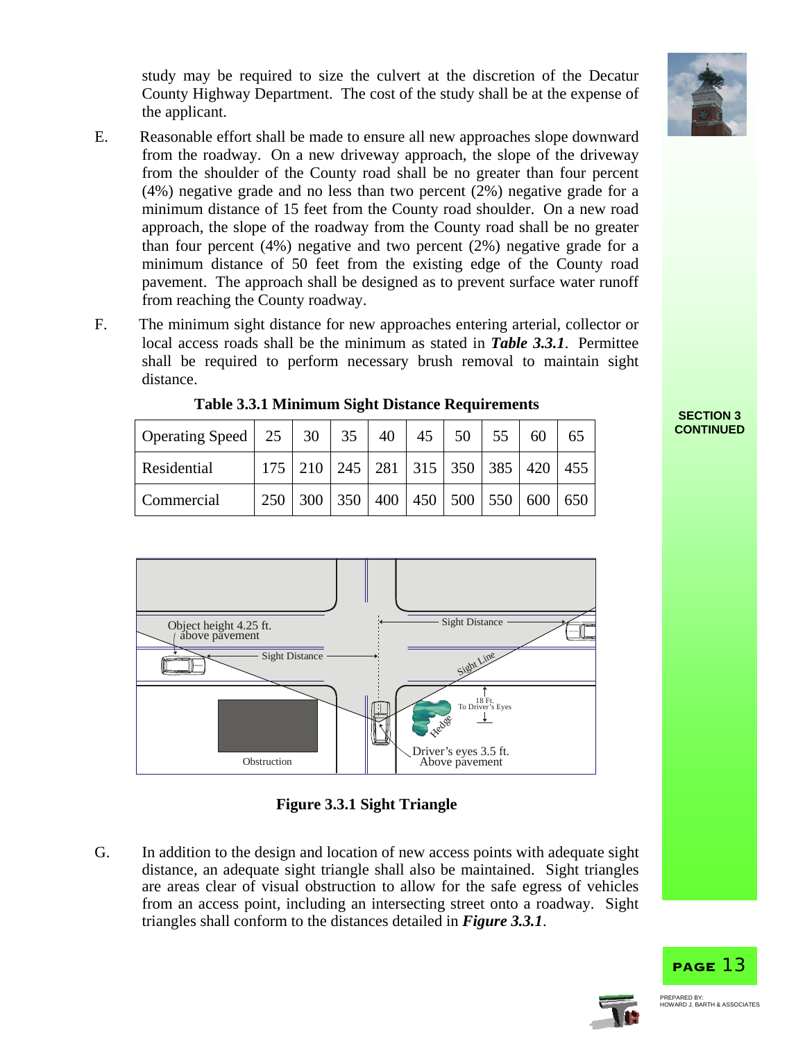study may be required to size the culvert at the discretion of the Decatur County Highway Department. The cost of the study shall be at the expense of the applicant.

E. Reasonable effort shall be made to ensure all new approaches slope downward from the roadway. On a new driveway approach, the slope of the driveway from the shoulder of the County road shall be no greater than four percent (4%) negative grade and no less than two percent (2%) negative grade for a minimum distance of 15 feet from the County road shoulder. On a new road approach, the slope of the roadway from the County road shall be no greater than four percent (4%) negative and two percent (2%) negative grade for a minimum distance of 50 feet from the existing edge of the County road pavement. The approach shall be designed as to prevent surface water runoff from reaching the County roadway.

F. The minimum sight distance for new approaches entering arterial, collector or local access roads shall be the minimum as stated in ***Table 3.3.1***. Permittee shall be required to perform necessary brush removal to maintain sight distance.

**Table 3.3.1 Minimum Sight Distance Requirements**

| Operating Speed | 25 | 30 | 35 | 40 | 45 | 50 | 55 | 60 | 65 |
|---|---|---|---|---|---|---|---|---|---|
| Residential | 175 | 210 | 245 | 281 | 315 | 350 | 385 | 420 | 455 |
| Commercial | 250 | 300 | 350 | 400 | 450 | 500 | 550 | 600 | 650 |

**Figure 3.3.1 Sight Triangle**

G. In addition to the design and location of new access points with adequate sight distance, an adequate sight triangle shall also be maintained. Sight triangles are areas clear of visual obstruction to allow for the safe egress of vehicles from an access point, including an intersecting street onto a roadway. Sight triangles shall conform to the distances detailed in ***Figure 3.3.1***.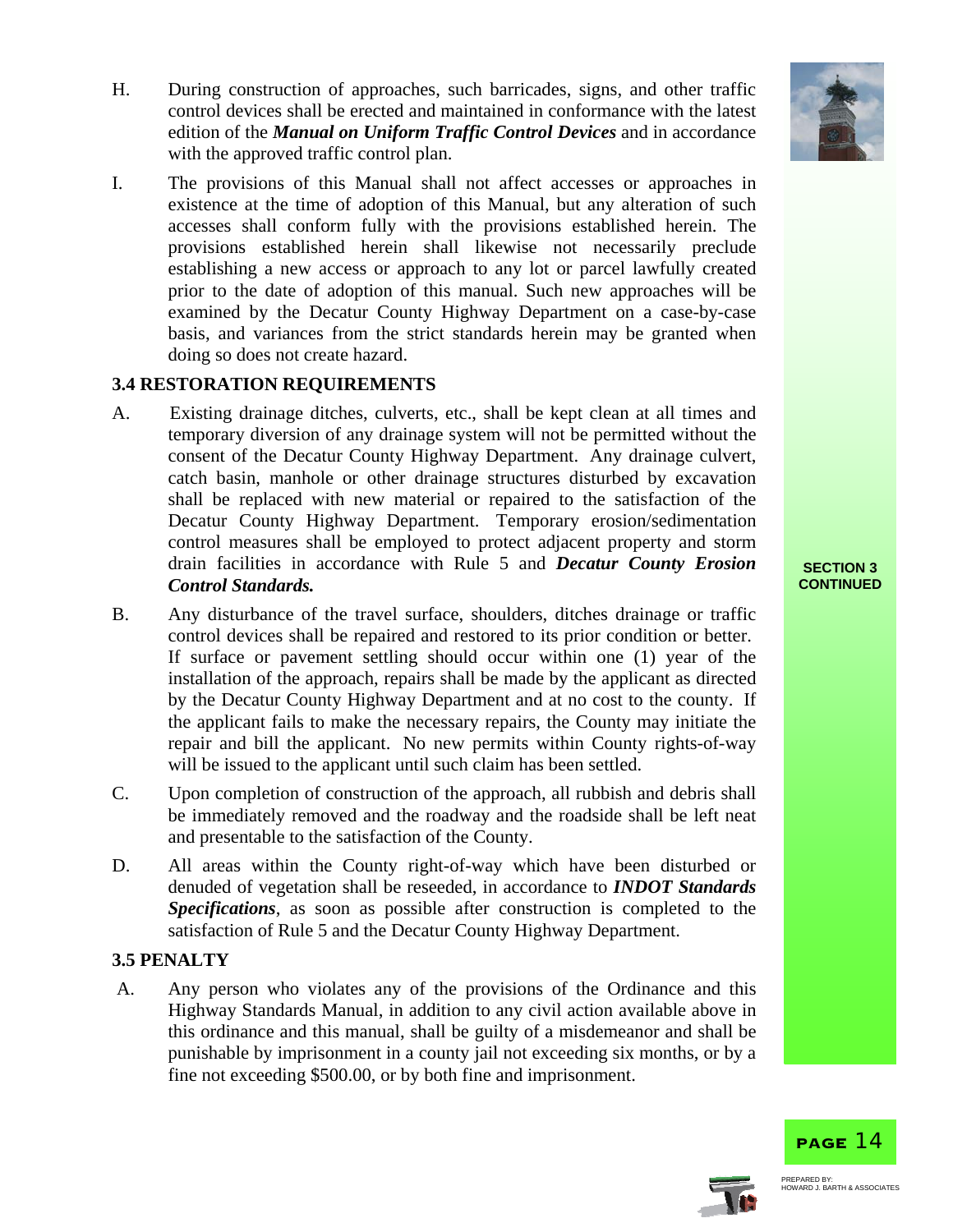H. During construction of approaches, such barricades, signs, and other traffic control devices shall be erected and maintained in conformance with the latest edition of the ***Manual on Uniform Traffic Control Devices*** and in accordance with the approved traffic control plan.

I. The provisions of this Manual shall not affect accesses or approaches in existence at the time of adoption of this Manual, but any alteration of such accesses shall conform fully with the provisions established herein. The provisions established herein shall likewise not necessarily preclude establishing a new access or approach to any lot or parcel lawfully created prior to the date of adoption of this manual. Such new approaches will be examined by the Decatur County Highway Department on a case-by-case basis, and variances from the strict standards herein may be granted when doing so does not create hazard.

### 3.4 RESTORATION REQUIREMENTS

A. Existing drainage ditches, culverts, etc., shall be kept clean at all times and temporary diversion of any drainage system will not be permitted without the consent of the Decatur County Highway Department. Any drainage culvert, catch basin, manhole or other drainage structures disturbed by excavation shall be replaced with new material or repaired to the satisfaction of the Decatur County Highway Department. Temporary erosion/sedimentation control measures shall be employed to protect adjacent property and storm drain facilities in accordance with Rule 5 and ***Decatur County Erosion Control Standards.***

B. Any disturbance of the travel surface, shoulders, ditches drainage or traffic control devices shall be repaired and restored to its prior condition or better. If surface or pavement settling should occur within one (1) year of the installation of the approach, repairs shall be made by the applicant as directed by the Decatur County Highway Department and at no cost to the county. If the applicant fails to make the necessary repairs, the County may initiate the repair and bill the applicant. No new permits within County rights-of-way will be issued to the applicant until such claim has been settled.

C. Upon completion of construction of the approach, all rubbish and debris shall be immediately removed and the roadway and the roadside shall be left neat and presentable to the satisfaction of the County.

D. All areas within the County right-of-way which have been disturbed or denuded of vegetation shall be reseeded, in accordance to ***INDOT Standards Specifications***, as soon as possible after construction is completed to the satisfaction of Rule 5 and the Decatur County Highway Department.

### 3.5 PENALTY

A. Any person who violates any of the provisions of the Ordinance and this Highway Standards Manual, in addition to any civil action available above in this ordinance and this manual, shall be guilty of a misdemeanor and shall be punishable by imprisonment in a county jail not exceeding six months, or by a fine not exceeding $500.00, or by both fine and imprisonment.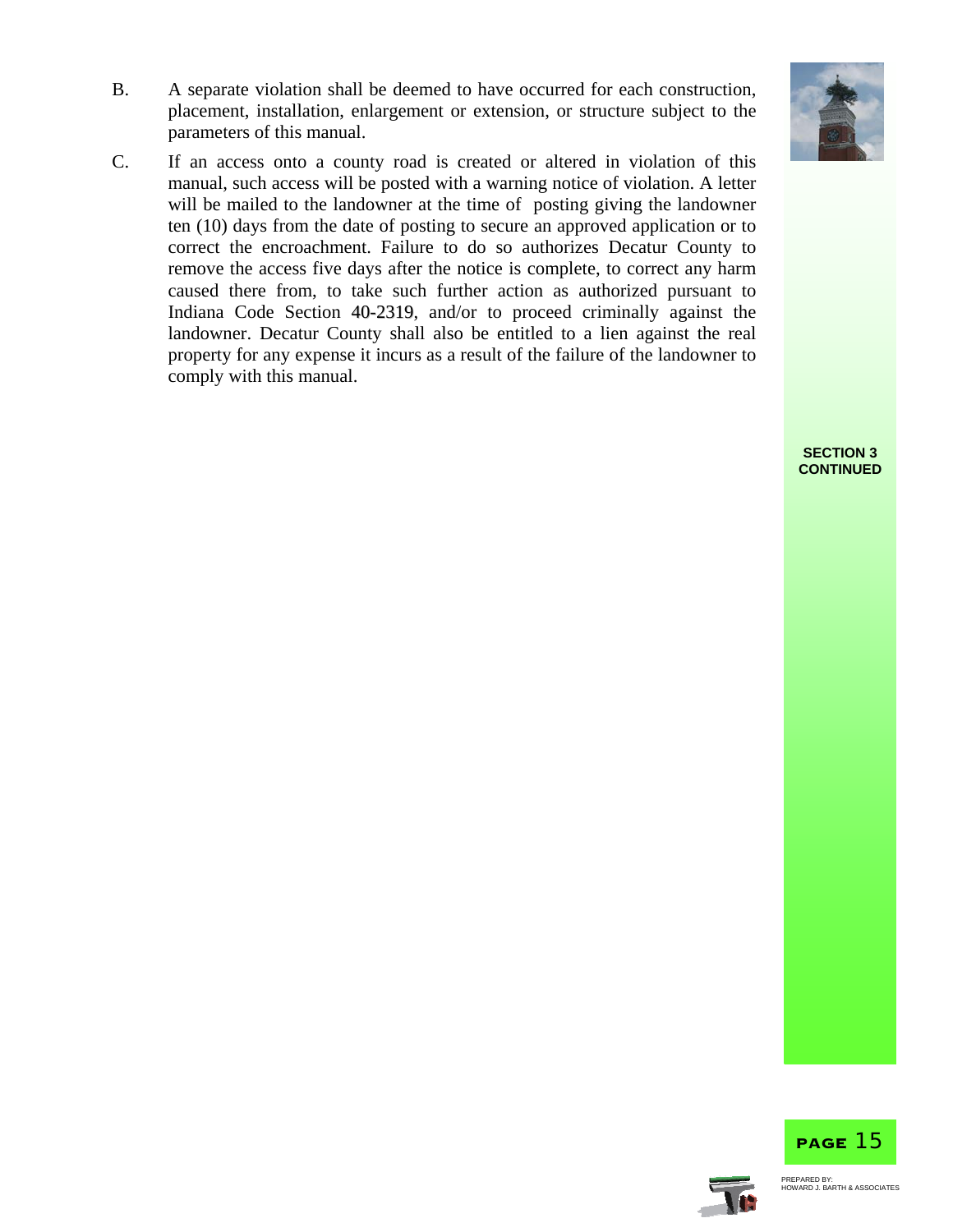B. A separate violation shall be deemed to have occurred for each construction, placement, installation, enlargement or extension, or structure subject to the parameters of this manual.

C. If an access onto a county road is created or altered in violation of this manual, such access will be posted with a warning notice of violation. A letter will be mailed to the landowner at the time of posting giving the landowner ten (10) days from the date of posting to secure an approved application or to correct the encroachment. Failure to do so authorizes Decatur County to remove the access five days after the notice is complete, to correct any harm caused there from, to take such further action as authorized pursuant to Indiana Code Section 40-2319, and/or to proceed criminally against the landowner. Decatur County shall also be entitled to a lien against the real property for any expense it incurs as a result of the failure of the landowner to comply with this manual.

**SECTION 3 CONTINUED**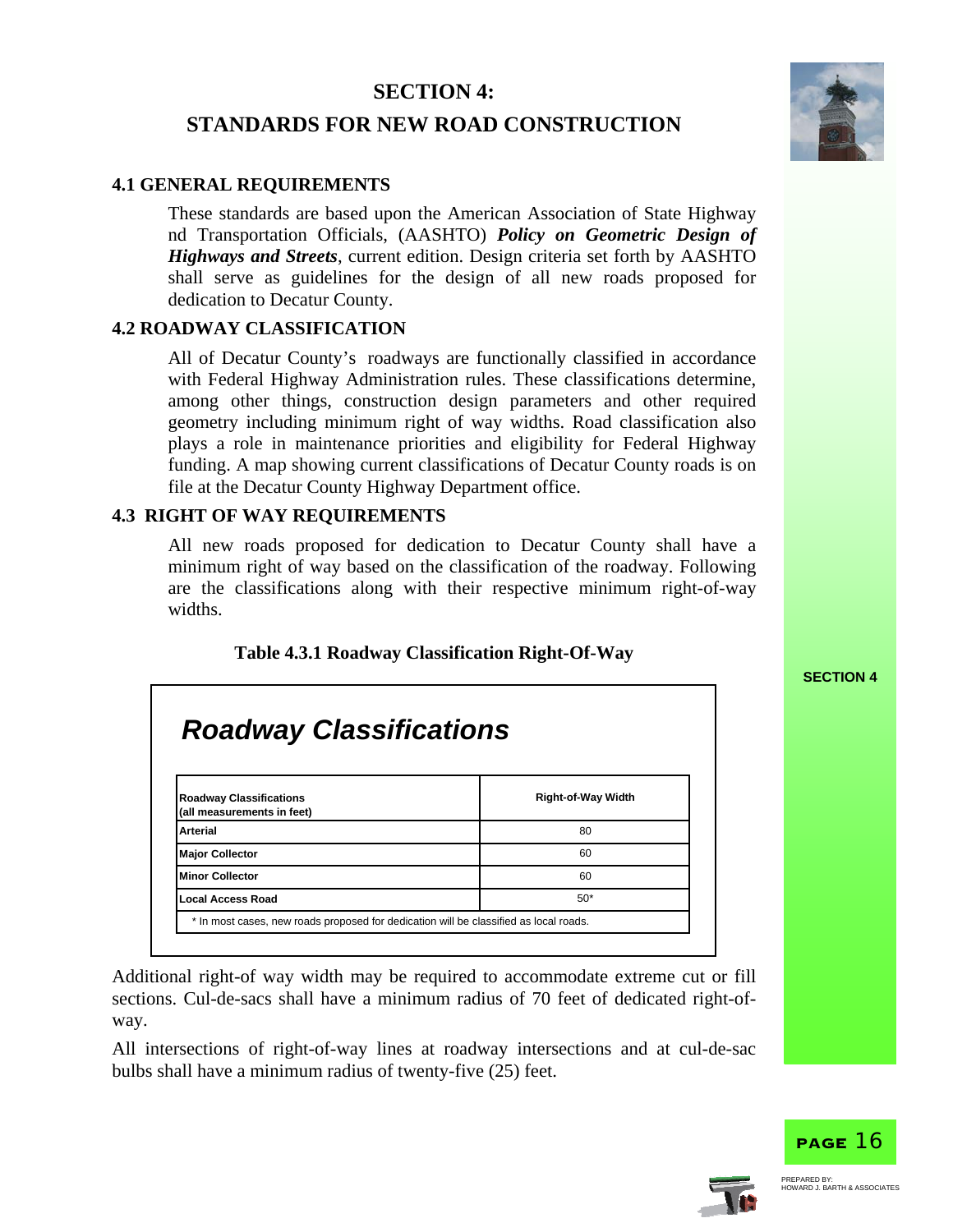# SECTION 4:

# STANDARDS FOR NEW ROAD CONSTRUCTION

## 4.1 GENERAL REQUIREMENTS

These standards are based upon the American Association of State Highway nd Transportation Officials, (AASHTO) ***Policy on Geometric Design of Highways and Streets***, current edition. Design criteria set forth by AASHTO shall serve as guidelines for the design of all new roads proposed for dedication to Decatur County.

## 4.2 ROADWAY CLASSIFICATION

All of Decatur County's roadways are functionally classified in accordance with Federal Highway Administration rules. These classifications determine, among other things, construction design parameters and other required geometry including minimum right of way widths. Road classification also plays a role in maintenance priorities and eligibility for Federal Highway funding. A map showing current classifications of Decatur County roads is on file at the Decatur County Highway Department office.

## 4.3 RIGHT OF WAY REQUIREMENTS

All new roads proposed for dedication to Decatur County shall have a minimum right of way based on the classification of the roadway. Following are the classifications along with their respective minimum right-of-way widths.

**Table 4.3.1 Roadway Classification Right-Of-Way**

***Roadway Classifications***

| Roadway Classifications (all measurements in feet) | Right-of-Way Width |
| --- | --- |
| Arterial | 80 |
| Major Collector | 60 |
| Minor Collector | 60 |
| Local Access Road | 50* |

\* In most cases, new roads proposed for dedication will be classified as local roads.

Additional right-of way width may be required to accommodate extreme cut or fill sections. Cul-de-sacs shall have a minimum radius of 70 feet of dedicated right-of-way.

All intersections of right-of-way lines at roadway intersections and at cul-de-sac bulbs shall have a minimum radius of twenty-five (25) feet.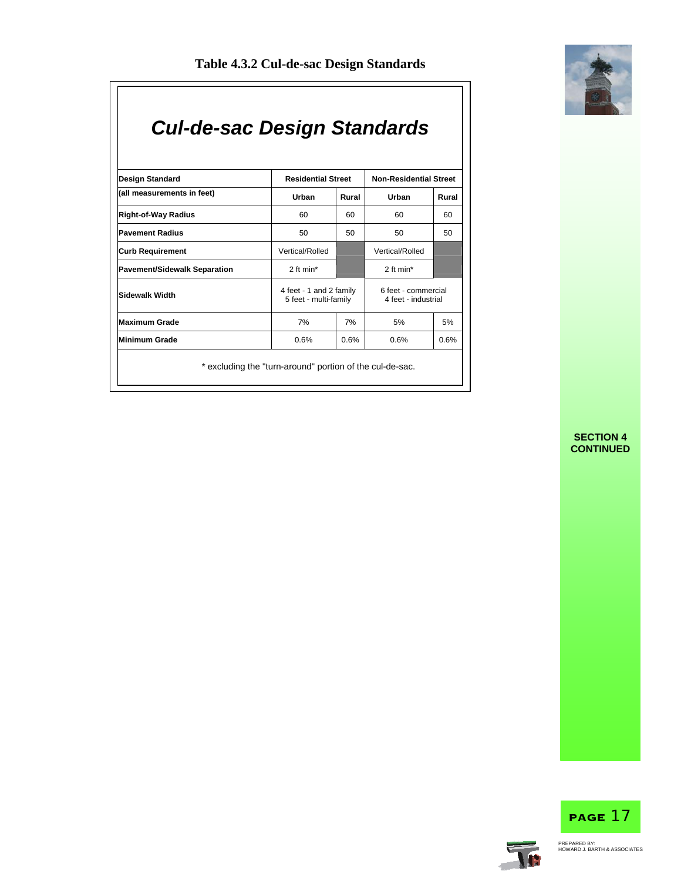# Table 4.3.2 Cul-de-sac Design Standards

## *Cul-de-sac Design Standards*

| Design Standard | Residential Street | | Non-Residential Street | |
|---|---|---|---|---|
| (all measurements in feet) | Urban | Rural | Urban | Rural |
| Right-of-Way Radius | 60 | 60 | 60 | 60 |
| Pavement Radius | 50 | 50 | 50 | 50 |
| Curb Requirement | Vertical/Rolled | | Vertical/Rolled | |
| Pavement/Sidewalk Separation | 2 ft min* | | 2 ft min* | |
| Sidewalk Width | 4 feet - 1 and 2 family<br>5 feet - multi-family | | 6 feet - commercial<br>4 feet - industrial | |
| Maximum Grade | 7% | 7% | 5% | 5% |
| Minimum Grade | 0.6% | 0.6% | 0.6% | 0.6% |

* excluding the "turn-around" portion of the cul-de-sac.

SECTION 4 CONTINUED

PREPARED BY:
HOWARD J. BARTH & ASSOCIATES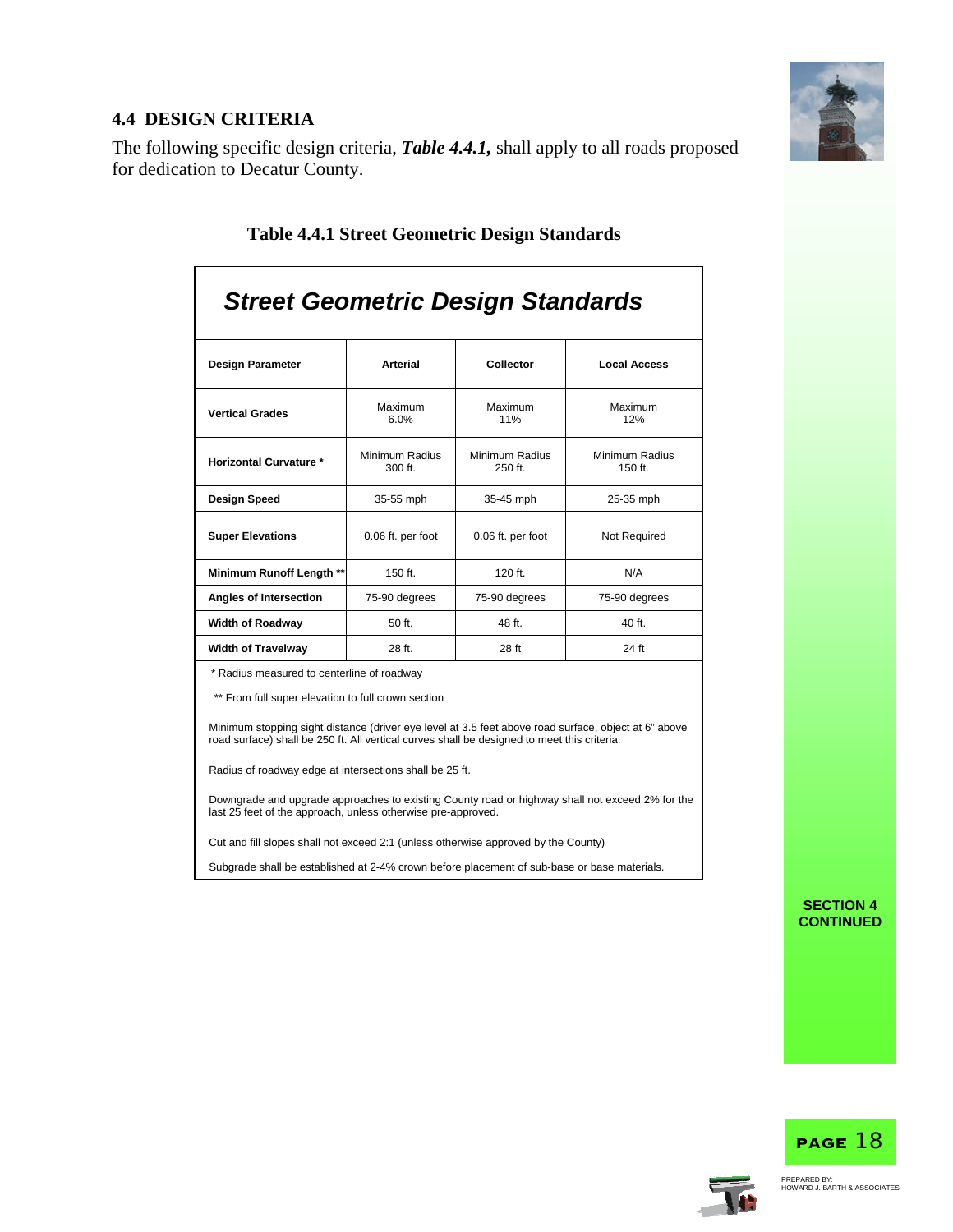## 4.4 DESIGN CRITERIA

The following specific design criteria, ***Table 4.4.1,*** shall apply to all roads proposed for dedication to Decatur County.

### Table 4.4.1 Street Geometric Design Standards

***Street Geometric Design Standards***

| Design Parameter | Arterial | Collector | Local Access |
|---|---|---|---|
| **Vertical Grades** | Maximum 6.0% | Maximum 11% | Maximum 12% |
| **Horizontal Curvature *** | Minimum Radius 300 ft. | Minimum Radius 250 ft. | Minimum Radius 150 ft. |
| **Design Speed** | 35-55 mph | 35-45 mph | 25-35 mph |
| **Super Elevations** | 0.06 ft. per foot | 0.06 ft. per foot | Not Required |
| **Minimum Runoff Length **** | 150 ft. | 120 ft. | N/A |
| **Angles of Intersection** | 75-90 degrees | 75-90 degrees | 75-90 degrees |
| **Width of Roadway** | 50 ft. | 48 ft. | 40 ft. |
| **Width of Travelway** | 28 ft. | 28 ft | 24 ft |

* Radius measured to centerline of roadway

** From full super elevation to full crown section

Minimum stopping sight distance (driver eye level at 3.5 feet above road surface, object at 6" above road surface) shall be 250 ft. All vertical curves shall be designed to meet this criteria.

Radius of roadway edge at intersections shall be 25 ft.

Downgrade and upgrade approaches to existing County road or highway shall not exceed 2% for the last 25 feet of the approach, unless otherwise pre-approved.

Cut and fill slopes shall not exceed 2:1 (unless otherwise approved by the County)

Subgrade shall be established at 2-4% crown before placement of sub-base or base materials.

SECTION 4 CONTINUED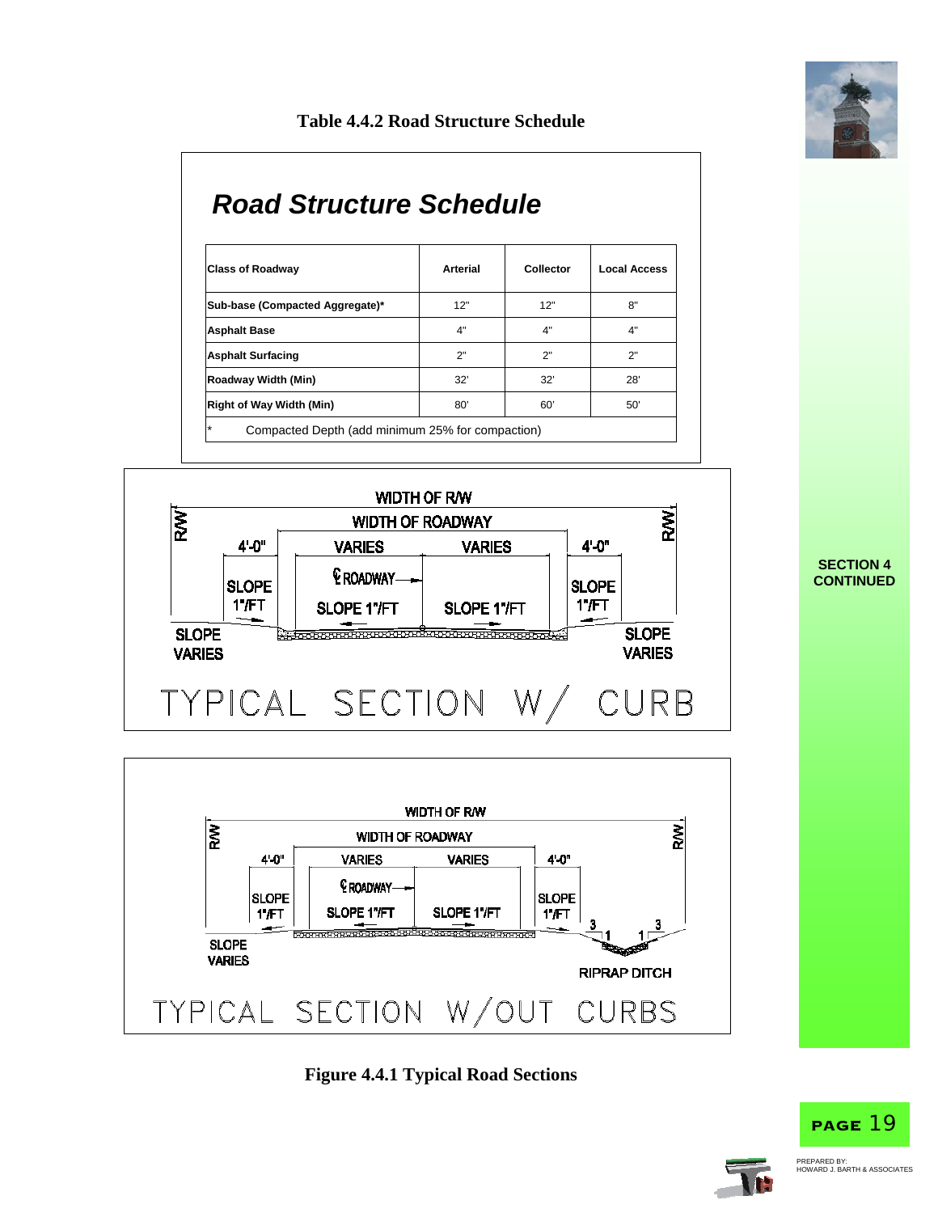**Table 4.4.2 Road Structure Schedule**

## *Road Structure Schedule*

| Class of Roadway | Arterial | Collector | Local Access |
|---|---|---|---|
| Sub-base (Compacted Aggregate)* | 12" | 12" | 8" |
| Asphalt Base | 4" | 4" | 4" |
| Asphalt Surfacing | 2" | 2" | 2" |
| Roadway Width (Min) | 32' | 32' | 28' |
| Right of Way Width (Min) | 80' | 60' | 50' |

\* Compacted Depth (add minimum 25% for compaction)

WIDTH OF R/W
WIDTH OF ROADWAY
R/W R/W
4'-0" VARIES VARIES 4'-0"
℄ ROADWAY
SLOPE 1"/FT SLOPE 1"/FT SLOPE 1"/FT SLOPE 1"/FT
SLOPE VARIES SLOPE VARIES

TYPICAL SECTION W/ CURB

WIDTH OF R/W
WIDTH OF ROADWAY
R/W R/W
4'-0" VARIES VARIES 4'-0"
℄ ROADWAY
SLOPE 1"/FT SLOPE 1"/FT SLOPE 1"/FT SLOPE 1"/FT
3 1 1 3
SLOPE VARIES
RIPRAP DITCH

TYPICAL SECTION W/OUT CURBS

**Figure 4.4.1 Typical Road Sections**

**SECTION 4 CONTINUED**

PREPARED BY:
HOWARD J. BARTH & ASSOCIATES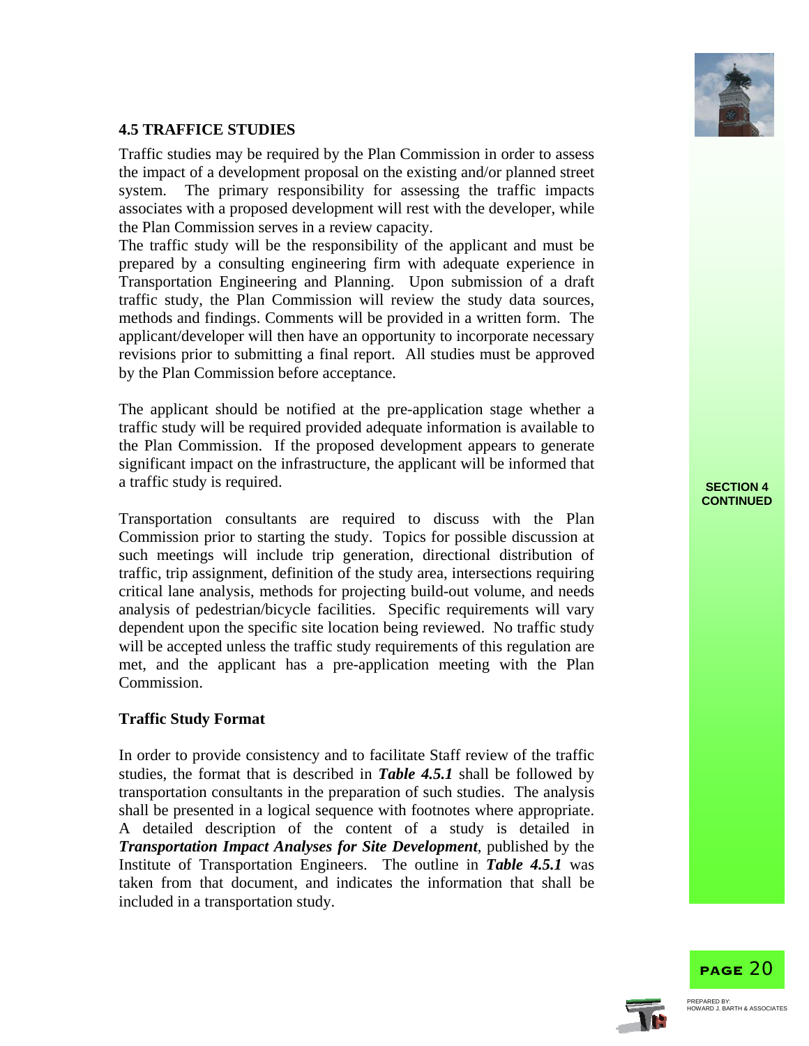### 4.5 TRAFFICE STUDIES

Traffic studies may be required by the Plan Commission in order to assess the impact of a development proposal on the existing and/or planned street system. The primary responsibility for assessing the traffic impacts associates with a proposed development will rest with the developer, while the Plan Commission serves in a review capacity.
The traffic study will be the responsibility of the applicant and must be prepared by a consulting engineering firm with adequate experience in Transportation Engineering and Planning. Upon submission of a draft traffic study, the Plan Commission will review the study data sources, methods and findings. Comments will be provided in a written form. The applicant/developer will then have an opportunity to incorporate necessary revisions prior to submitting a final report. All studies must be approved by the Plan Commission before acceptance.

The applicant should be notified at the pre-application stage whether a traffic study will be required provided adequate information is available to the Plan Commission. If the proposed development appears to generate significant impact on the infrastructure, the applicant will be informed that a traffic study is required.

Transportation consultants are required to discuss with the Plan Commission prior to starting the study. Topics for possible discussion at such meetings will include trip generation, directional distribution of traffic, trip assignment, definition of the study area, intersections requiring critical lane analysis, methods for projecting build-out volume, and needs analysis of pedestrian/bicycle facilities. Specific requirements will vary dependent upon the specific site location being reviewed. No traffic study will be accepted unless the traffic study requirements of this regulation are met, and the applicant has a pre-application meeting with the Plan Commission.

**Traffic Study Format**

In order to provide consistency and to facilitate Staff review of the traffic studies, the format that is described in ***Table 4.5.1*** shall be followed by transportation consultants in the preparation of such studies. The analysis shall be presented in a logical sequence with footnotes where appropriate. A detailed description of the content of a study is detailed in ***Transportation Impact Analyses for Site Development***, published by the Institute of Transportation Engineers. The outline in ***Table 4.5.1*** was taken from that document, and indicates the information that shall be included in a transportation study.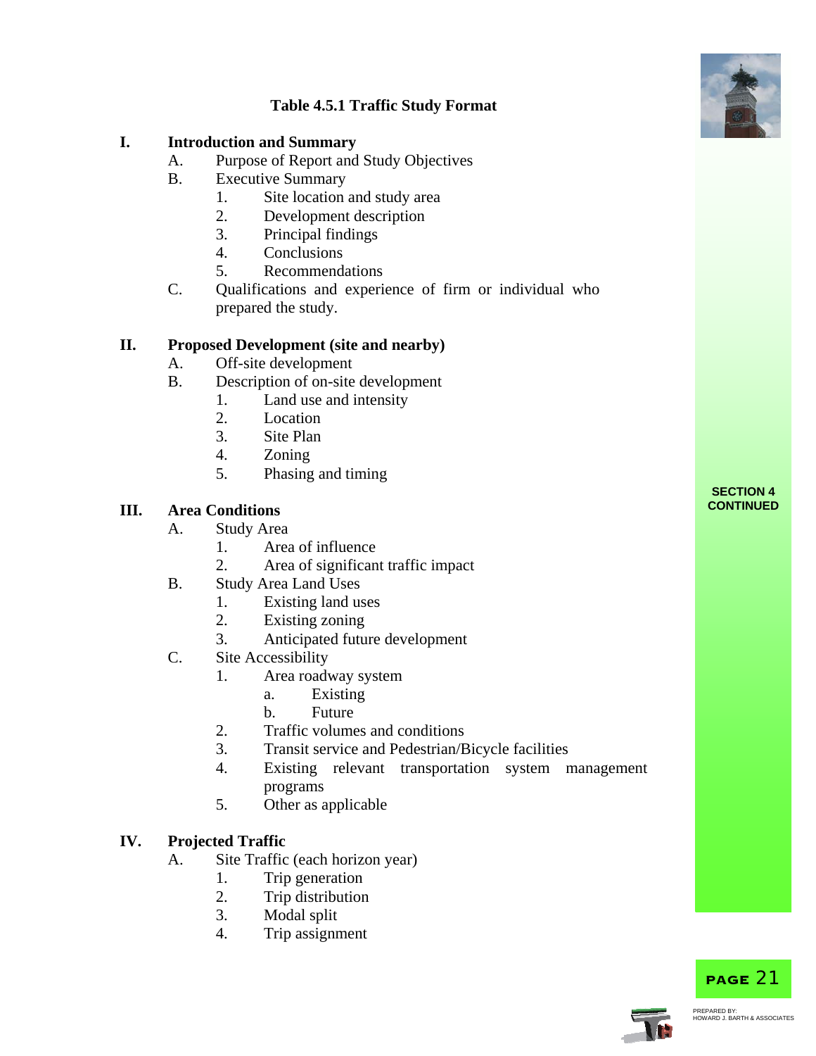**Table 4.5.1 Traffic Study Format**

**I. Introduction and Summary**

- A. Purpose of Report and Study Objectives
- B. Executive Summary
  1. Site location and study area
  2. Development description
  3. Principal findings
  4. Conclusions
  5. Recommendations
- C. Qualifications and experience of firm or individual who prepared the study.

**II. Proposed Development (site and nearby)**

- A. Off-site development
- B. Description of on-site development
  1. Land use and intensity
  2. Location
  3. Site Plan
  4. Zoning
  5. Phasing and timing

**III. Area Conditions**

- A. Study Area
  1. Area of influence
  2. Area of significant traffic impact
- B. Study Area Land Uses
  1. Existing land uses
  2. Existing zoning
  3. Anticipated future development
- C. Site Accessibility
  1. Area roadway system
     - a. Existing
     - b. Future
  2. Traffic volumes and conditions
  3. Transit service and Pedestrian/Bicycle facilities
  4. Existing relevant transportation system management programs
  5. Other as applicable

**IV. Projected Traffic**

- A. Site Traffic (each horizon year)
  1. Trip generation
  2. Trip distribution
  3. Modal split
  4. Trip assignment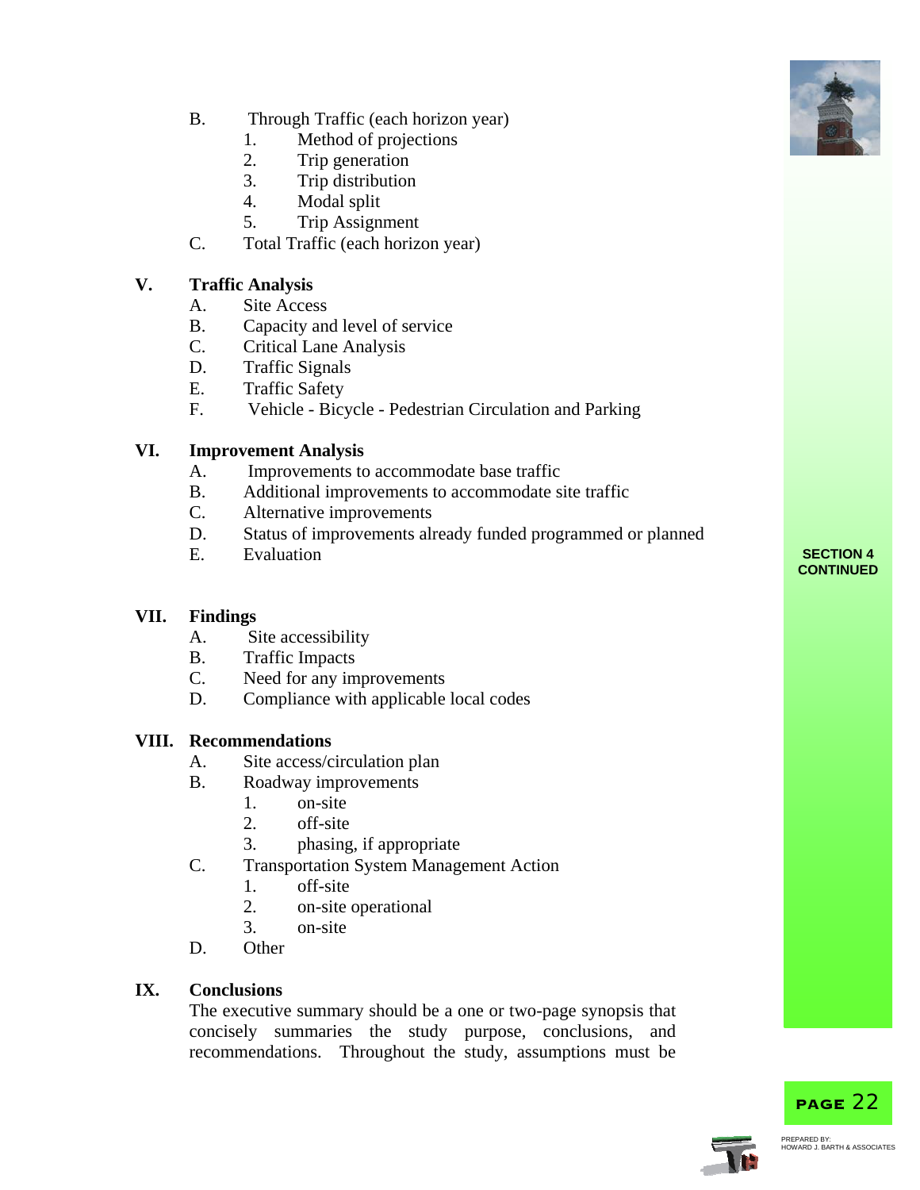- B. Through Traffic (each horizon year)
  1. Method of projections
  2. Trip generation
  3. Trip distribution
  4. Modal split
  5. Trip Assignment
- C. Total Traffic (each horizon year)

**V. Traffic Analysis**

- A. Site Access
- B. Capacity and level of service
- C. Critical Lane Analysis
- D. Traffic Signals
- E. Traffic Safety
- F. Vehicle - Bicycle - Pedestrian Circulation and Parking

**VI. Improvement Analysis**

- A. Improvements to accommodate base traffic
- B. Additional improvements to accommodate site traffic
- C. Alternative improvements
- D. Status of improvements already funded programmed or planned
- E. Evaluation

**VII. Findings**

- A. Site accessibility
- B. Traffic Impacts
- C. Need for any improvements
- D. Compliance with applicable local codes

**VIII. Recommendations**

- A. Site access/circulation plan
- B. Roadway improvements
  1. on-site
  2. off-site
  3. phasing, if appropriate
- C. Transportation System Management Action
  1. off-site
  2. on-site operational
  3. on-site
- D. Other

**IX. Conclusions**

The executive summary should be a one or two-page synopsis that concisely summaries the study purpose, conclusions, and recommendations. Throughout the study, assumptions must be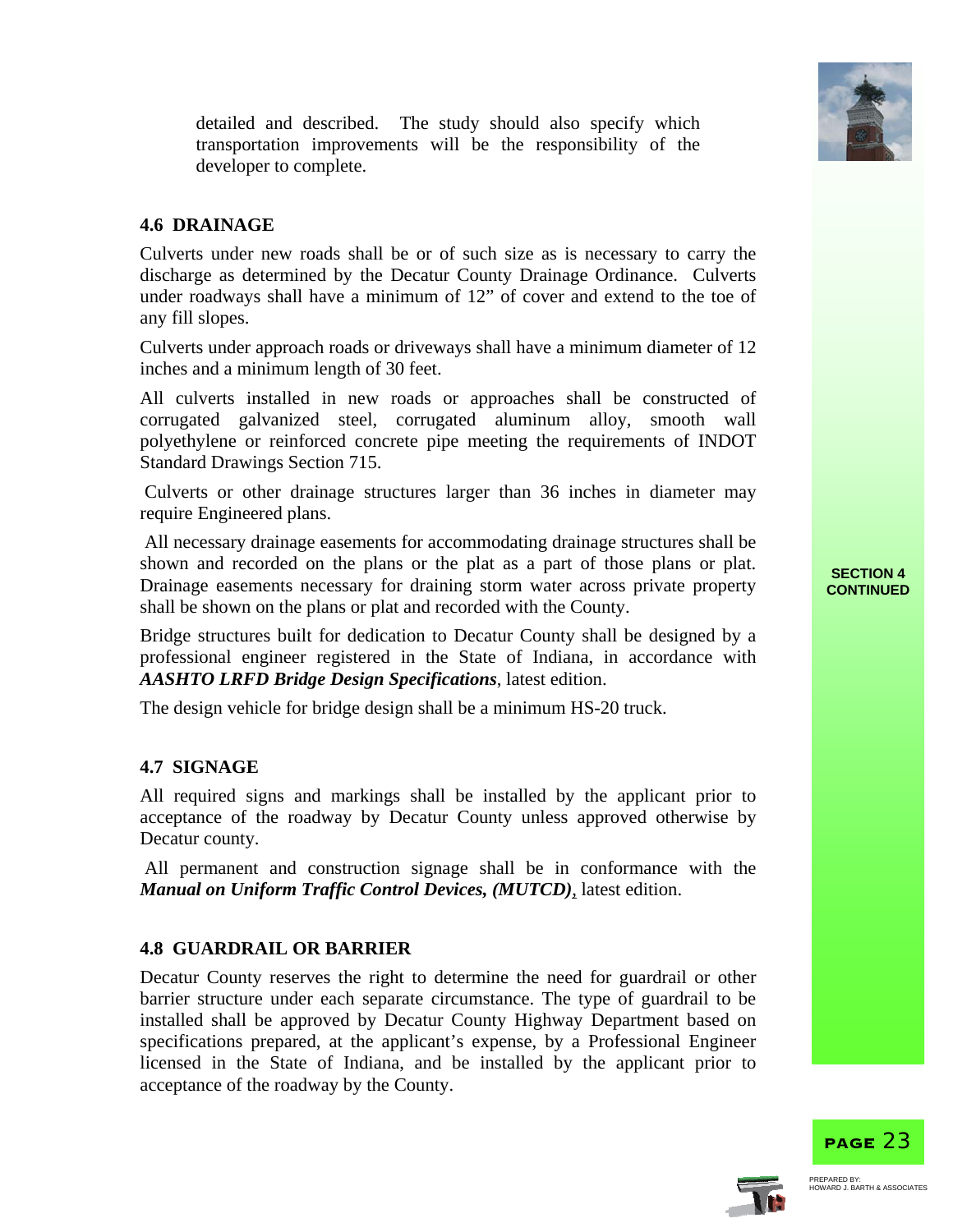detailed and described. The study should also specify which transportation improvements will be the responsibility of the developer to complete.

### 4.6 DRAINAGE

Culverts under new roads shall be or of such size as is necessary to carry the discharge as determined by the Decatur County Drainage Ordinance. Culverts under roadways shall have a minimum of 12" of cover and extend to the toe of any fill slopes.

Culverts under approach roads or driveways shall have a minimum diameter of 12 inches and a minimum length of 30 feet.

All culverts installed in new roads or approaches shall be constructed of corrugated galvanized steel, corrugated aluminum alloy, smooth wall polyethylene or reinforced concrete pipe meeting the requirements of INDOT Standard Drawings Section 715.

Culverts or other drainage structures larger than 36 inches in diameter may require Engineered plans.

All necessary drainage easements for accommodating drainage structures shall be shown and recorded on the plans or the plat as a part of those plans or plat. Drainage easements necessary for draining storm water across private property shall be shown on the plans or plat and recorded with the County.

Bridge structures built for dedication to Decatur County shall be designed by a professional engineer registered in the State of Indiana, in accordance with ***AASHTO LRFD Bridge Design Specifications***, latest edition.

The design vehicle for bridge design shall be a minimum HS-20 truck.

### 4.7 SIGNAGE

All required signs and markings shall be installed by the applicant prior to acceptance of the roadway by Decatur County unless approved otherwise by Decatur county.

All permanent and construction signage shall be in conformance with the ***Manual on Uniform Traffic Control Devices, (MUTCD)***, latest edition.

### 4.8 GUARDRAIL OR BARRIER

Decatur County reserves the right to determine the need for guardrail or other barrier structure under each separate circumstance. The type of guardrail to be installed shall be approved by Decatur County Highway Department based on specifications prepared, at the applicant's expense, by a Professional Engineer licensed in the State of Indiana, and be installed by the applicant prior to acceptance of the roadway by the County.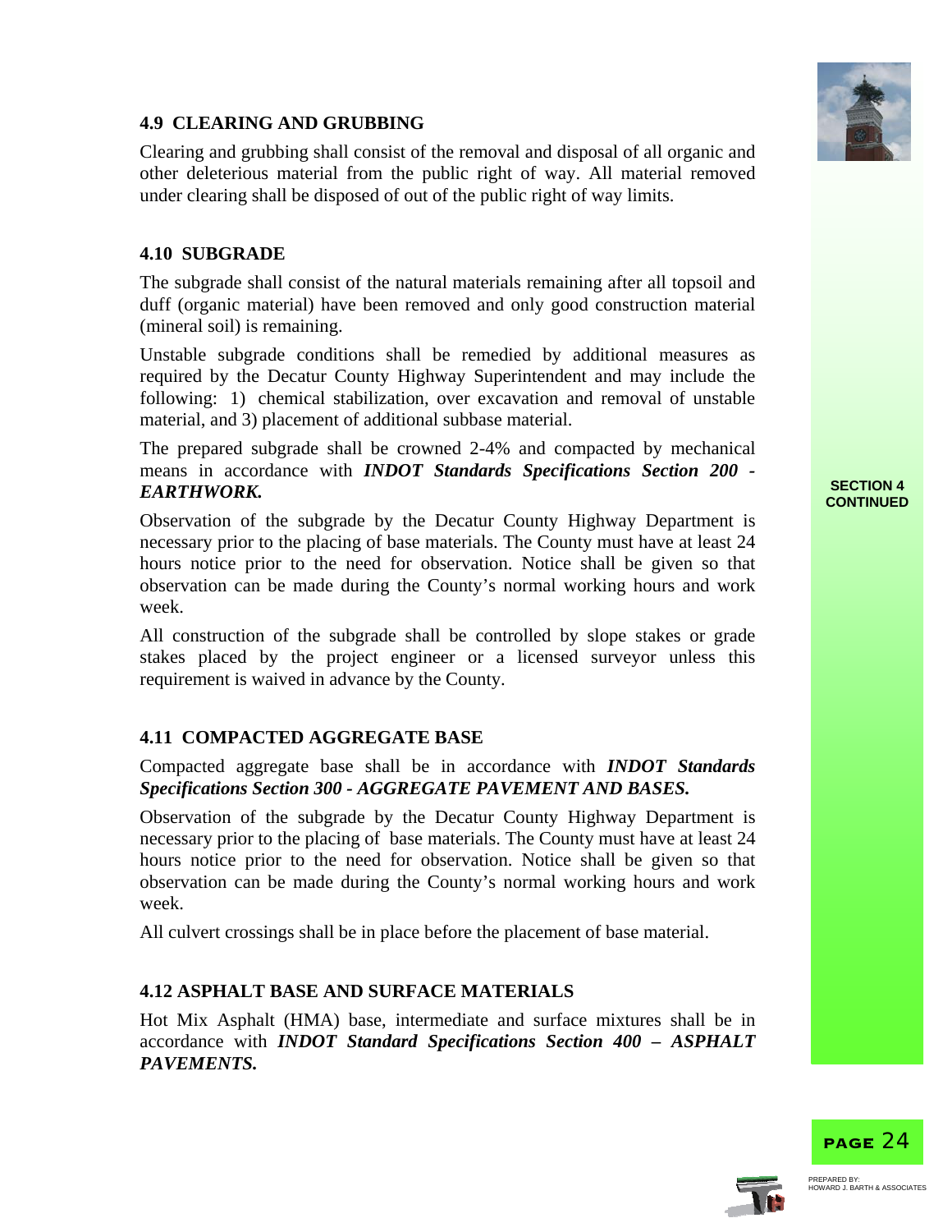### 4.9 CLEARING AND GRUBBING

Clearing and grubbing shall consist of the removal and disposal of all organic and other deleterious material from the public right of way. All material removed under clearing shall be disposed of out of the public right of way limits.

### 4.10 SUBGRADE

The subgrade shall consist of the natural materials remaining after all topsoil and duff (organic material) have been removed and only good construction material (mineral soil) is remaining.

Unstable subgrade conditions shall be remedied by additional measures as required by the Decatur County Highway Superintendent and may include the following: 1) chemical stabilization, over excavation and removal of unstable material, and 3) placement of additional subbase material.

The prepared subgrade shall be crowned 2-4% and compacted by mechanical means in accordance with ***INDOT Standards Specifications Section 200 - EARTHWORK.***

Observation of the subgrade by the Decatur County Highway Department is necessary prior to the placing of base materials. The County must have at least 24 hours notice prior to the need for observation. Notice shall be given so that observation can be made during the County's normal working hours and work week.

All construction of the subgrade shall be controlled by slope stakes or grade stakes placed by the project engineer or a licensed surveyor unless this requirement is waived in advance by the County.

### 4.11 COMPACTED AGGREGATE BASE

Compacted aggregate base shall be in accordance with ***INDOT Standards Specifications Section 300 - AGGREGATE PAVEMENT AND BASES.***

Observation of the subgrade by the Decatur County Highway Department is necessary prior to the placing of base materials. The County must have at least 24 hours notice prior to the need for observation. Notice shall be given so that observation can be made during the County's normal working hours and work week.

All culvert crossings shall be in place before the placement of base material.

### 4.12 ASPHALT BASE AND SURFACE MATERIALS

Hot Mix Asphalt (HMA) base, intermediate and surface mixtures shall be in accordance with ***INDOT Standard Specifications Section 400 – ASPHALT PAVEMENTS.***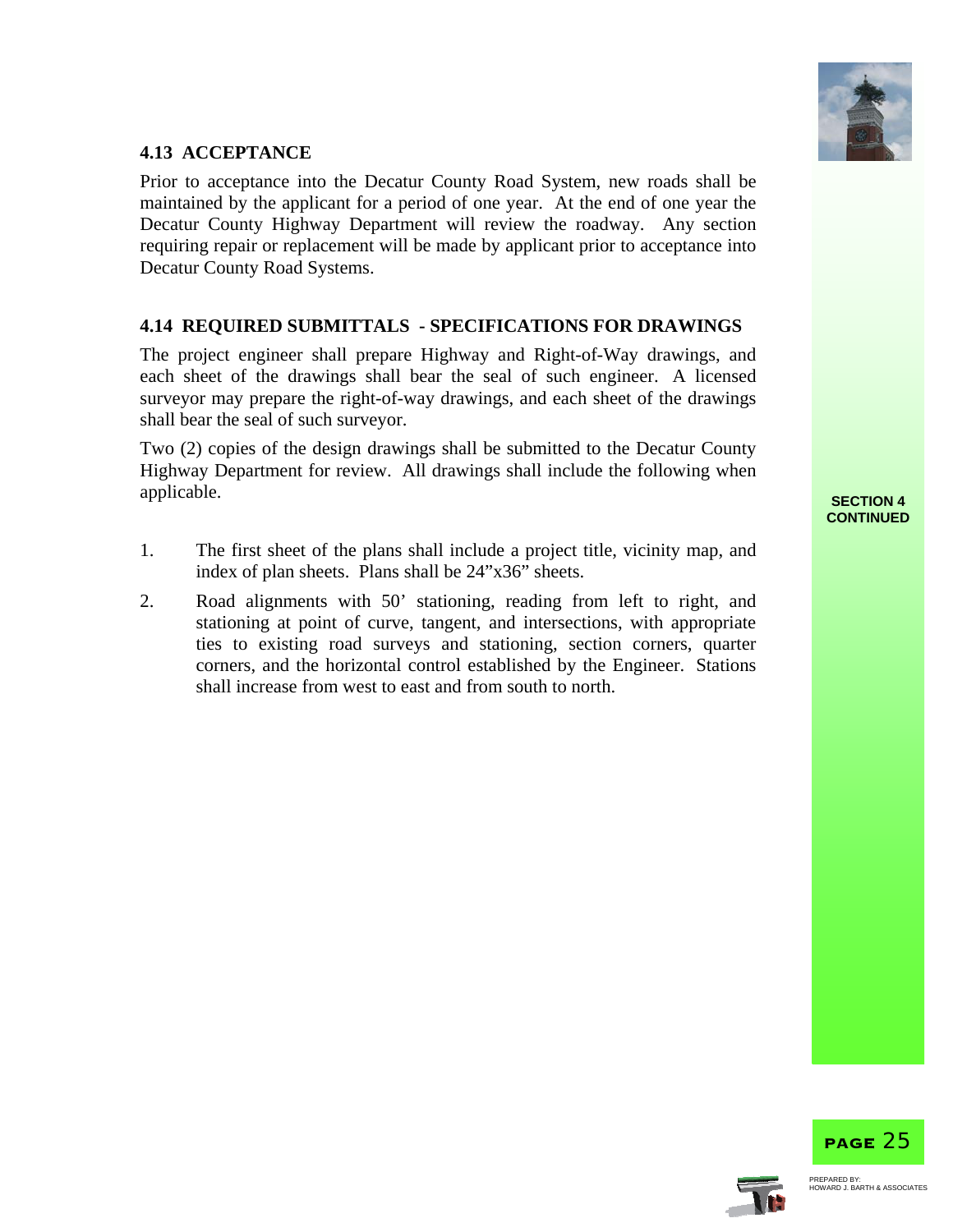## 4.13 ACCEPTANCE

Prior to acceptance into the Decatur County Road System, new roads shall be maintained by the applicant for a period of one year. At the end of one year the Decatur County Highway Department will review the roadway. Any section requiring repair or replacement will be made by applicant prior to acceptance into Decatur County Road Systems.

## 4.14 REQUIRED SUBMITTALS - SPECIFICATIONS FOR DRAWINGS

The project engineer shall prepare Highway and Right-of-Way drawings, and each sheet of the drawings shall bear the seal of such engineer. A licensed surveyor may prepare the right-of-way drawings, and each sheet of the drawings shall bear the seal of such surveyor.

Two (2) copies of the design drawings shall be submitted to the Decatur County Highway Department for review. All drawings shall include the following when applicable.

1. The first sheet of the plans shall include a project title, vicinity map, and index of plan sheets. Plans shall be 24"x36" sheets.
2. Road alignments with 50' stationing, reading from left to right, and stationing at point of curve, tangent, and intersections, with appropriate ties to existing road surveys and stationing, section corners, quarter corners, and the horizontal control established by the Engineer. Stations shall increase from west to east and from south to north.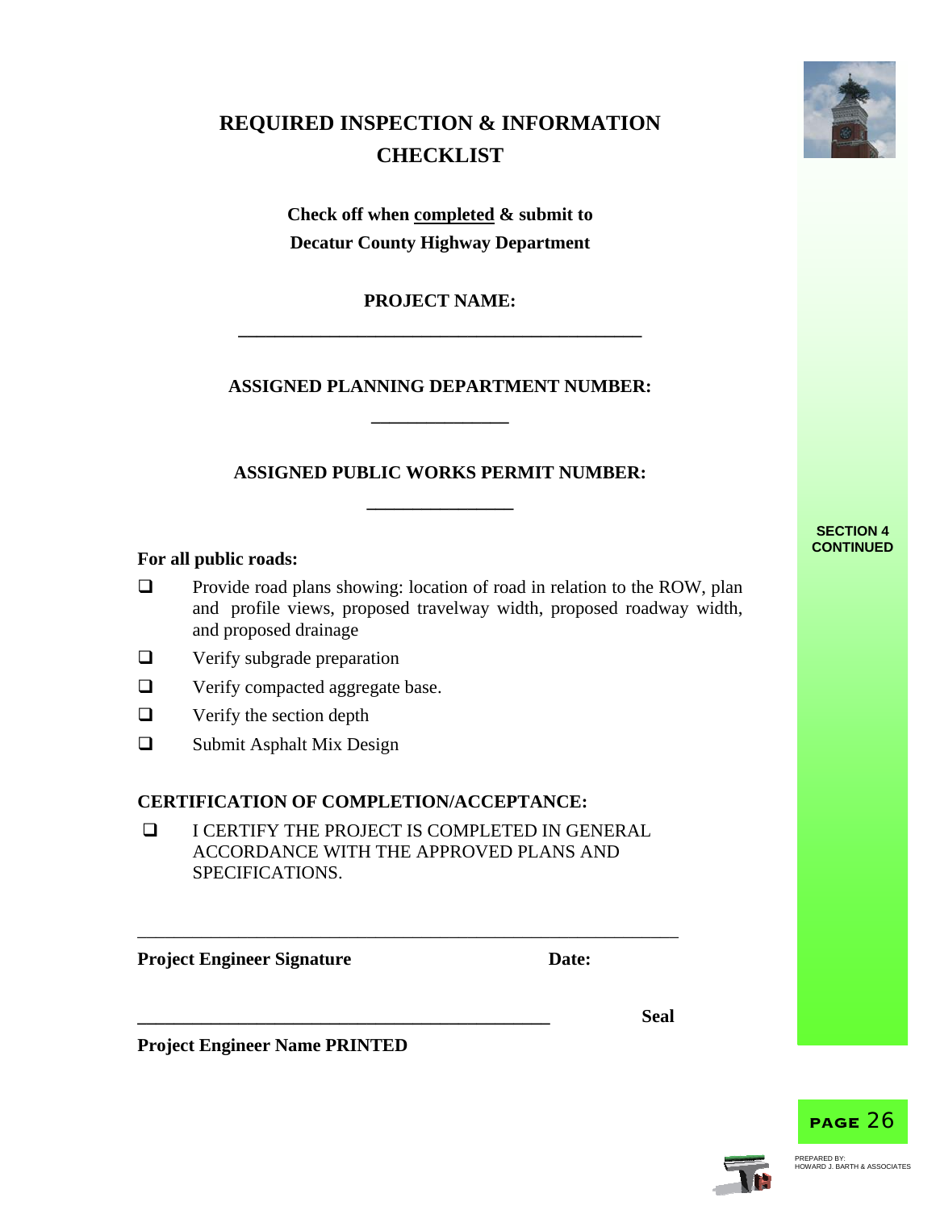# REQUIRED INSPECTION & INFORMATION CHECKLIST

**Check off when completed & submit to Decatur County Highway Department**

**PROJECT NAME:**

______________________________________________

**ASSIGNED PLANNING DEPARTMENT NUMBER:**

_______________

**ASSIGNED PUBLIC WORKS PERMIT NUMBER:**

________________

**SECTION 4 CONTINUED**

**For all public roads:**

- ❑ Provide road plans showing: location of road in relation to the ROW, plan and profile views, proposed travelway width, proposed roadway width, and proposed drainage
- ❑ Verify subgrade preparation
- ❑ Verify compacted aggregate base.
- ❑ Verify the section depth
- ❑ Submit Asphalt Mix Design

**CERTIFICATION OF COMPLETION/ACCEPTANCE:**

- ❑ I CERTIFY THE PROJECT IS COMPLETED IN GENERAL ACCORDANCE WITH THE APPROVED PLANS AND SPECIFICATIONS.

____________________________________________________________

**Project Engineer Signature** **Date:**

______________________________________________ **Seal**

**Project Engineer Name PRINTED**

PREPARED BY: HOWARD J. BARTH & ASSOCIATES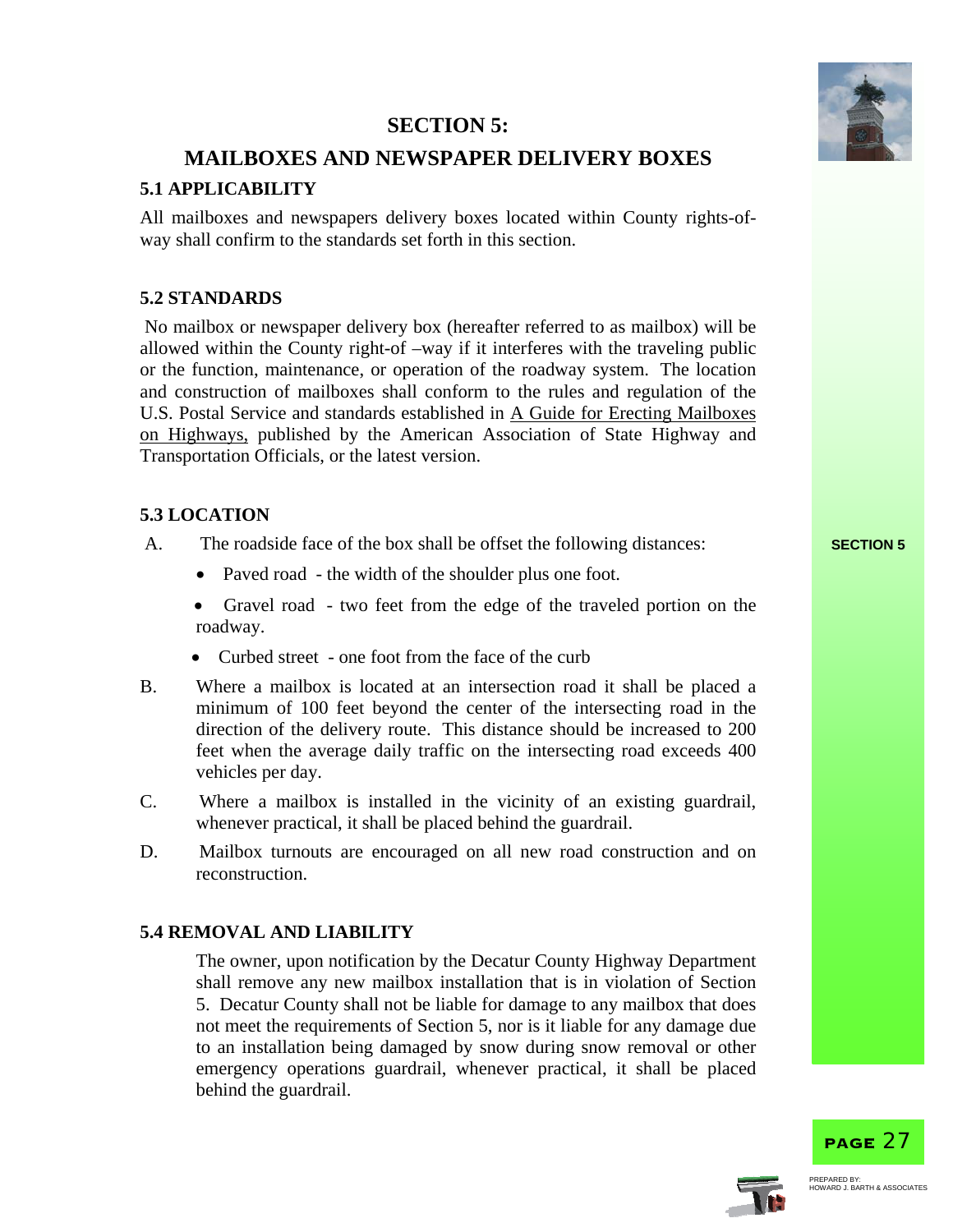# SECTION 5:

## MAILBOXES AND NEWSPAPER DELIVERY BOXES

### 5.1 APPLICABILITY

All mailboxes and newspapers delivery boxes located within County rights-of-way shall confirm to the standards set forth in this section.

### 5.2 STANDARDS

No mailbox or newspaper delivery box (hereafter referred to as mailbox) will be allowed within the County right-of –way if it interferes with the traveling public or the function, maintenance, or operation of the roadway system. The location and construction of mailboxes shall conform to the rules and regulation of the U.S. Postal Service and standards established in A Guide for Erecting Mailboxes on Highways, published by the American Association of State Highway and Transportation Officials, or the latest version.

### 5.3 LOCATION

A. The roadside face of the box shall be offset the following distances:

- Paved road - the width of the shoulder plus one foot.
- Gravel road - two feet from the edge of the traveled portion on the roadway.
- Curbed street - one foot from the face of the curb

B. Where a mailbox is located at an intersection road it shall be placed a minimum of 100 feet beyond the center of the intersecting road in the direction of the delivery route. This distance should be increased to 200 feet when the average daily traffic on the intersecting road exceeds 400 vehicles per day.

C. Where a mailbox is installed in the vicinity of an existing guardrail, whenever practical, it shall be placed behind the guardrail.

D. Mailbox turnouts are encouraged on all new road construction and on reconstruction.

### 5.4 REMOVAL AND LIABILITY

The owner, upon notification by the Decatur County Highway Department shall remove any new mailbox installation that is in violation of Section 5. Decatur County shall not be liable for damage to any mailbox that does not meet the requirements of Section 5, nor is it liable for any damage due to an installation being damaged by snow during snow removal or other emergency operations guardrail, whenever practical, it shall be placed behind the guardrail.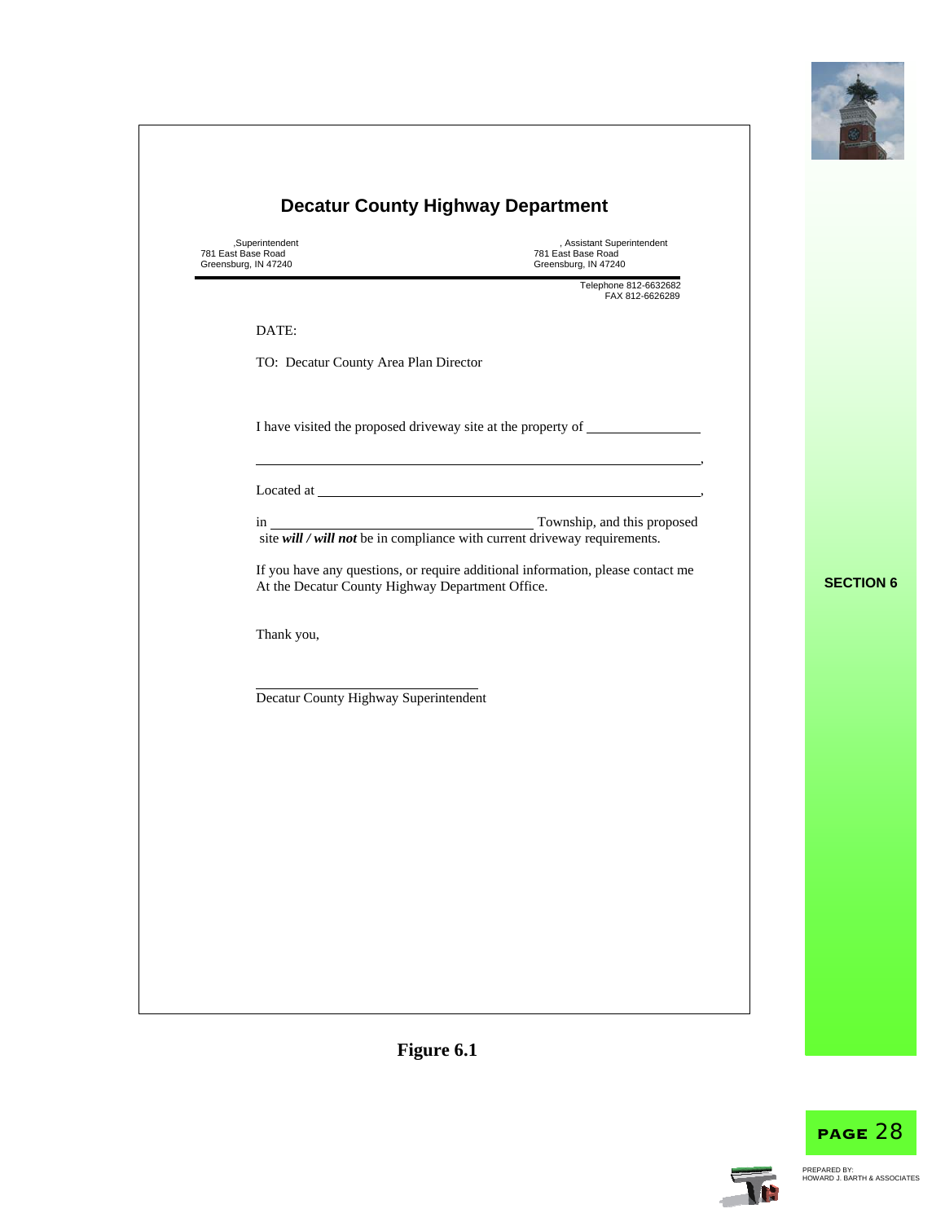## Decatur County Highway Department

,Superintendent
781 East Base Road
Greensburg, IN 47240

, Assistant Superintendent
781 East Base Road
Greensburg, IN 47240

Telephone 812-6632682
FAX 812-6626289

DATE:

TO: Decatur County Area Plan Director

I have visited the proposed driveway site at the property of ________________

______________________________________________________________,

Located at ____________________________________________________,

in ____________________________________ Township, and this proposed site ***will / will not*** be in compliance with current driveway requirements.

If you have any questions, or require additional information, please contact me At the Decatur County Highway Department Office.

Thank you,

________________________________
Decatur County Highway Superintendent

**Figure 6.1**

SECTION 6

PREPARED BY:
HOWARD J. BARTH & ASSOCIATES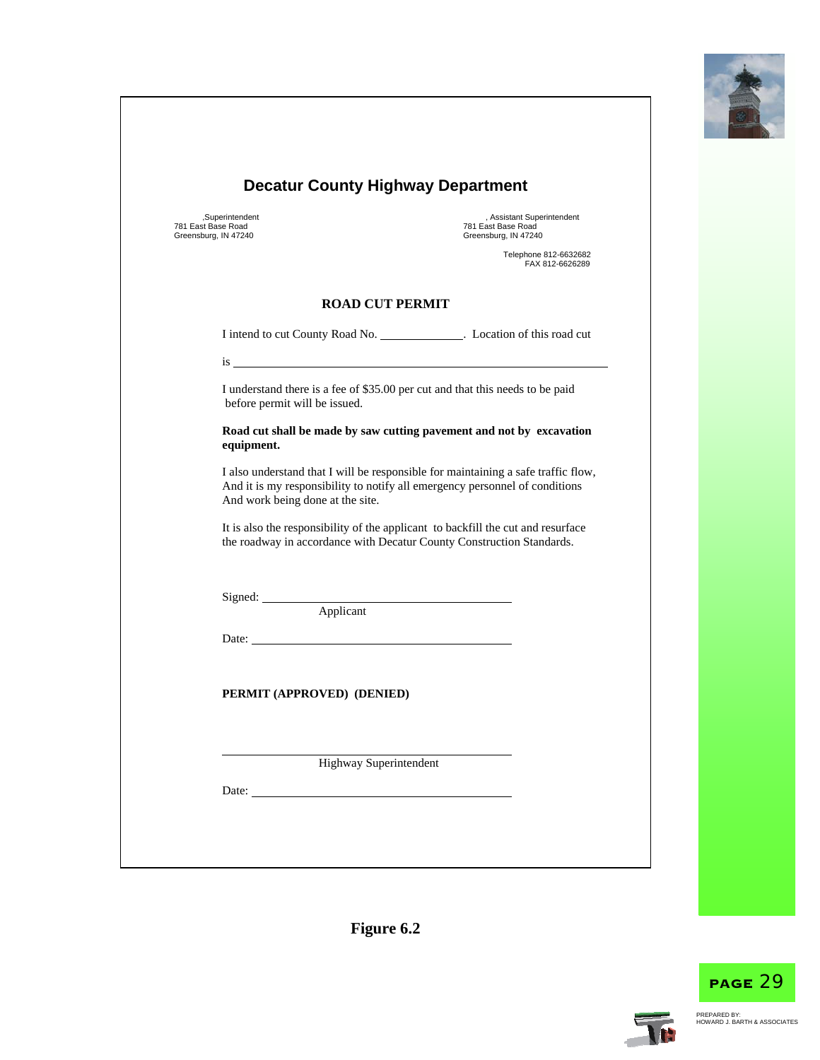## Decatur County Highway Department

,Superintendent
781 East Base Road
Greensburg, IN 47240

, Assistant Superintendent
781 East Base Road
Greensburg, IN 47240

Telephone 812-6632682
FAX 812-6626289

### ROAD CUT PERMIT

I intend to cut County Road No. _____________. Location of this road cut

is ____________________________________________________________

I understand there is a fee of $35.00 per cut and that this needs to be paid before permit will be issued.

**Road cut shall be made by saw cutting pavement and not by excavation equipment.**

I also understand that I will be responsible for maintaining a safe traffic flow, And it is my responsibility to notify all emergency personnel of conditions And work being done at the site.

It is also the responsibility of the applicant to backfill the cut and resurface the roadway in accordance with Decatur County Construction Standards.

Signed: ________________________________________
Applicant

Date: __________________________________________

**PERMIT (APPROVED) (DENIED)**

________________________________________
Highway Superintendent

Date: __________________________________________

**Figure 6.2**

PREPARED BY:
HOWARD J. BARTH & ASSOCIATES